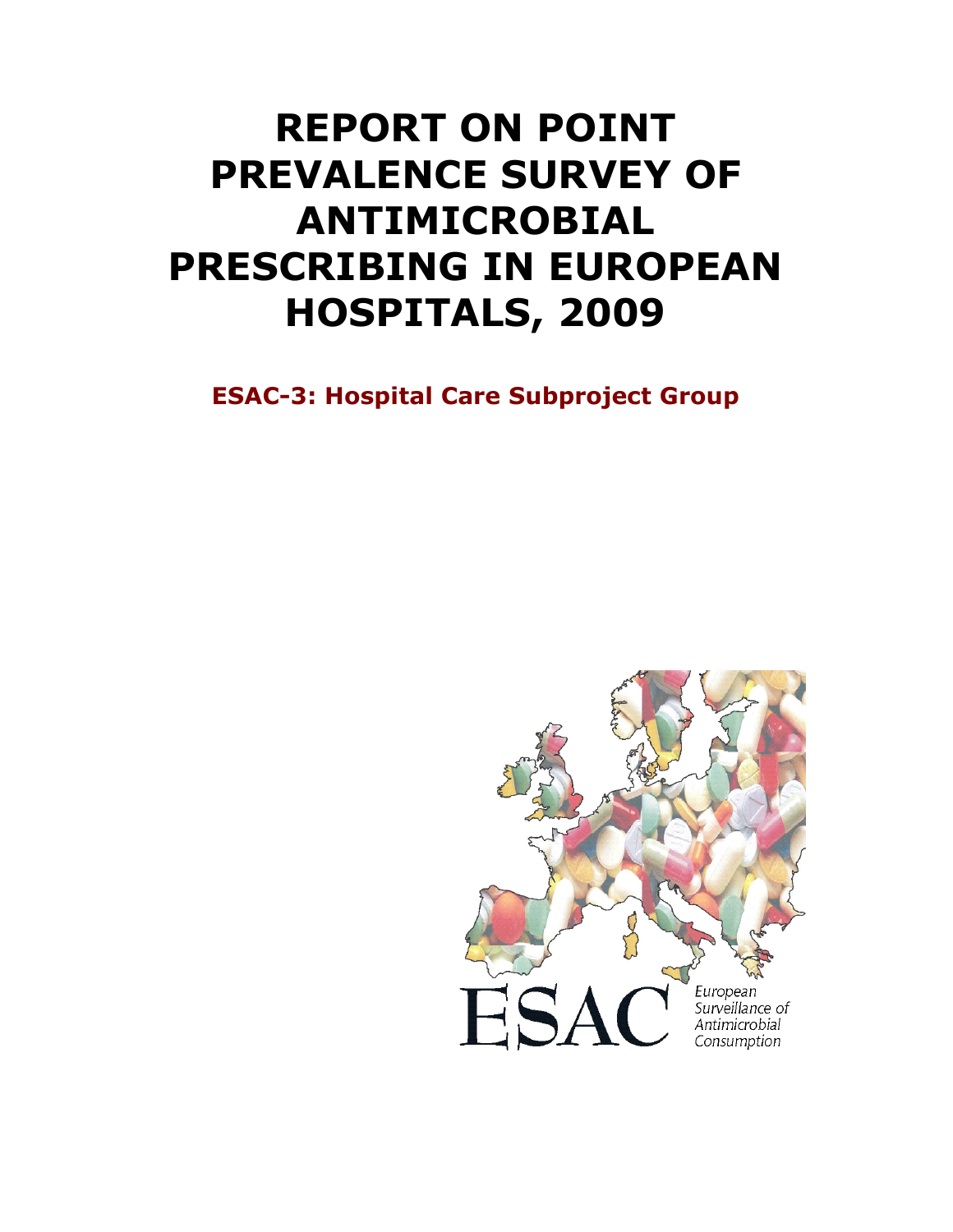# REPORT ON POINT PREVALENCE SURVEY OF ANTIMICROBIAL PRESCRIBING IN EUROPEAN HOSPITALS, 2009

## ESAC-3: Hospital Care Subproject Group

ESAC

European Surveillance of Antimicrobial Consumption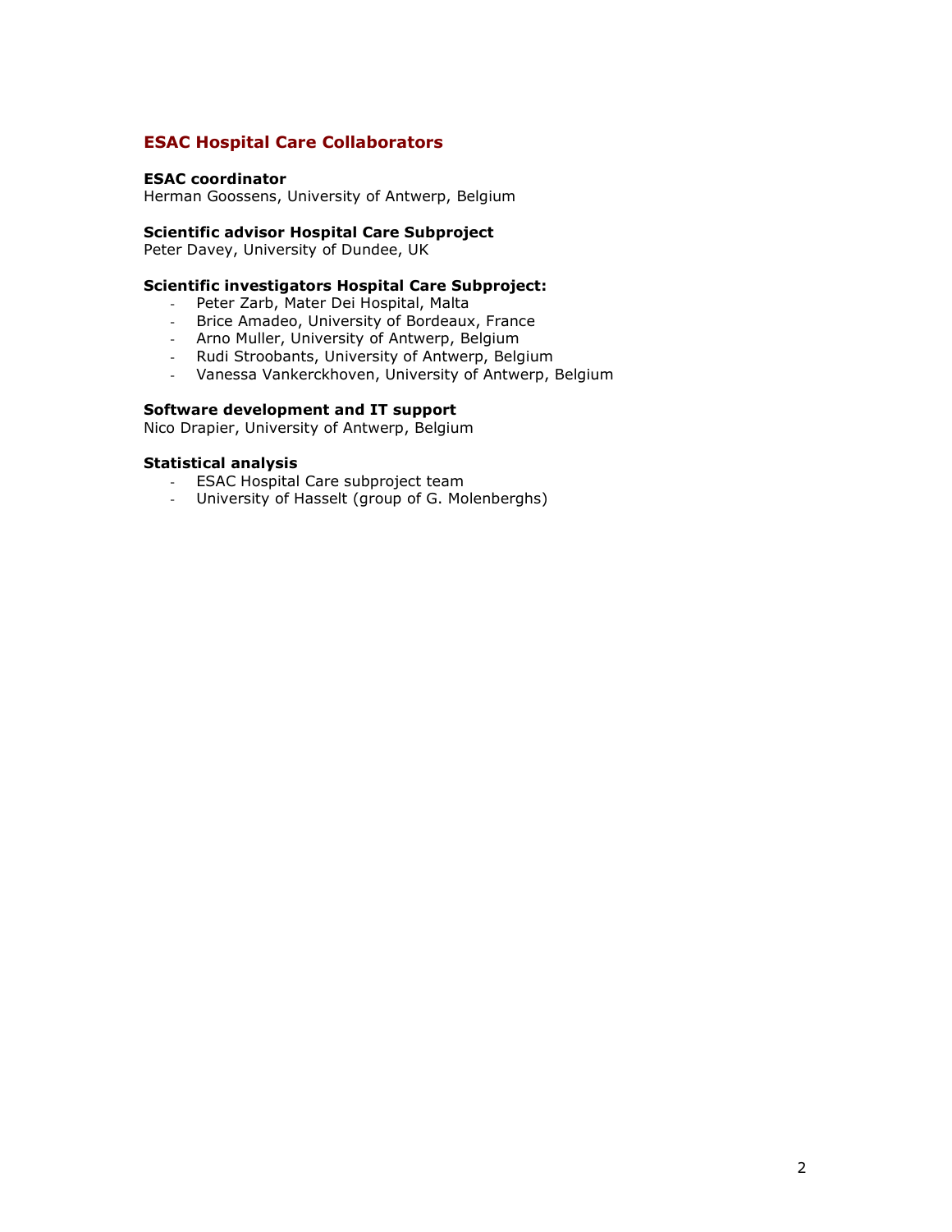## ESAC Hospital Care Collaborators

**ESAC coordinator**
Herman Goossens, University of Antwerp, Belgium

**Scientific advisor Hospital Care Subproject**
Peter Davey, University of Dundee, UK

**Scientific investigators Hospital Care Subproject:**

- Peter Zarb, Mater Dei Hospital, Malta
- Brice Amadeo, University of Bordeaux, France
- Arno Muller, University of Antwerp, Belgium
- Rudi Stroobants, University of Antwerp, Belgium
- Vanessa Vankerckhoven, University of Antwerp, Belgium

**Software development and IT support**
Nico Drapier, University of Antwerp, Belgium

**Statistical analysis**

- ESAC Hospital Care subproject team
- University of Hasselt (group of G. Molenberghs)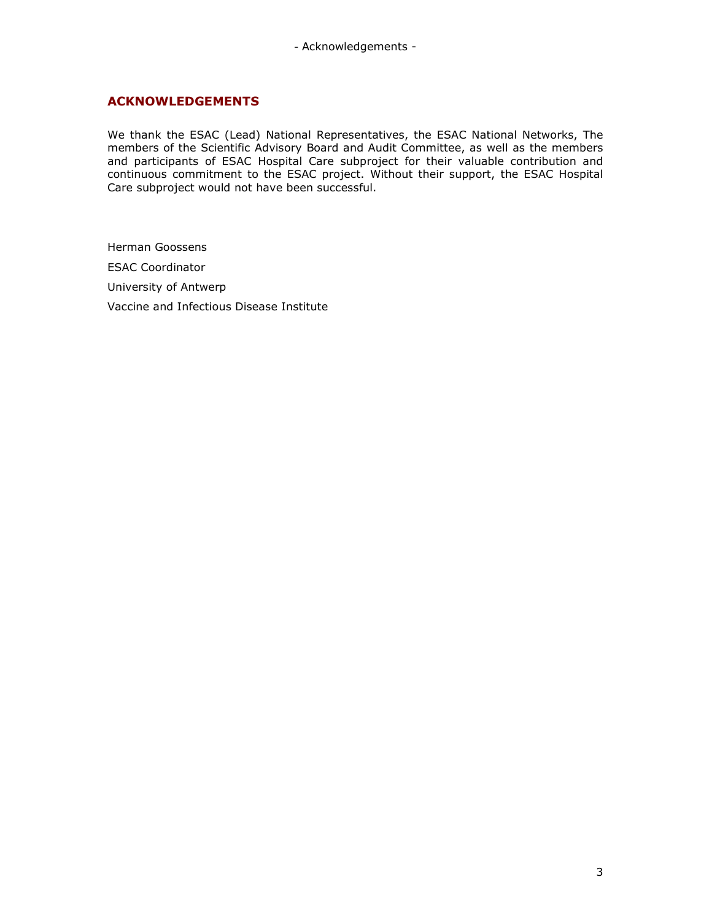## ACKNOWLEDGEMENTS

We thank the ESAC (Lead) National Representatives, the ESAC National Networks, The members of the Scientific Advisory Board and Audit Committee, as well as the members and participants of ESAC Hospital Care subproject for their valuable contribution and continuous commitment to the ESAC project. Without their support, the ESAC Hospital Care subproject would not have been successful.

Herman Goossens

ESAC Coordinator

University of Antwerp

Vaccine and Infectious Disease Institute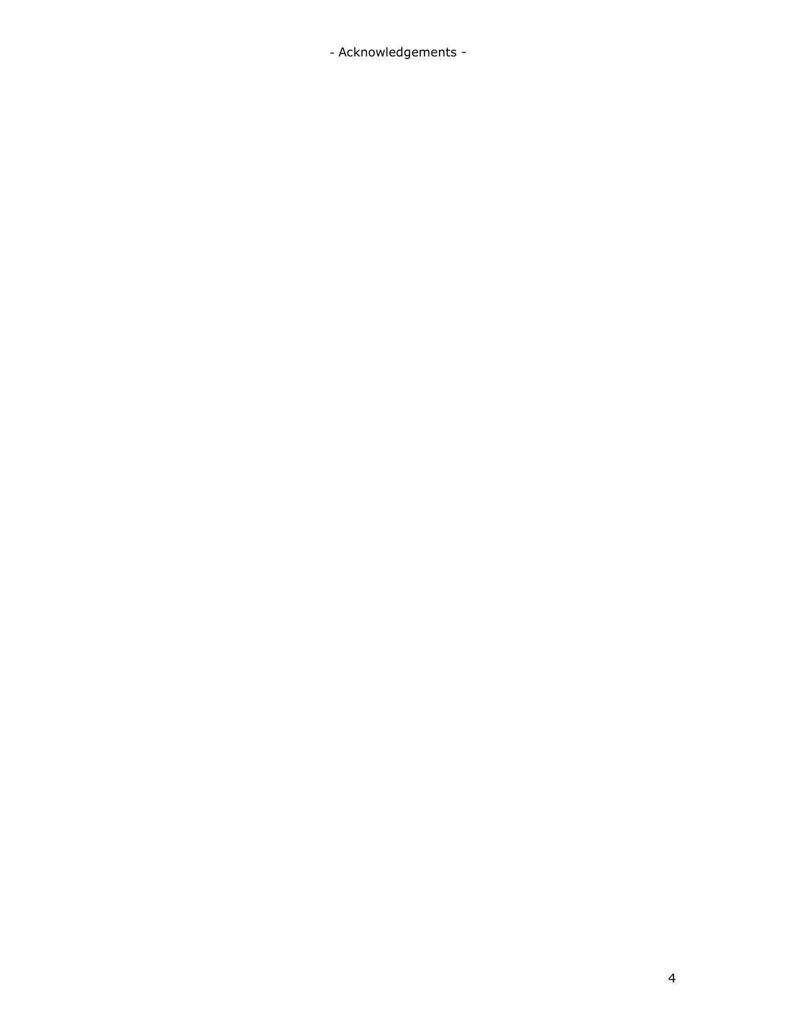- Acknowledgements -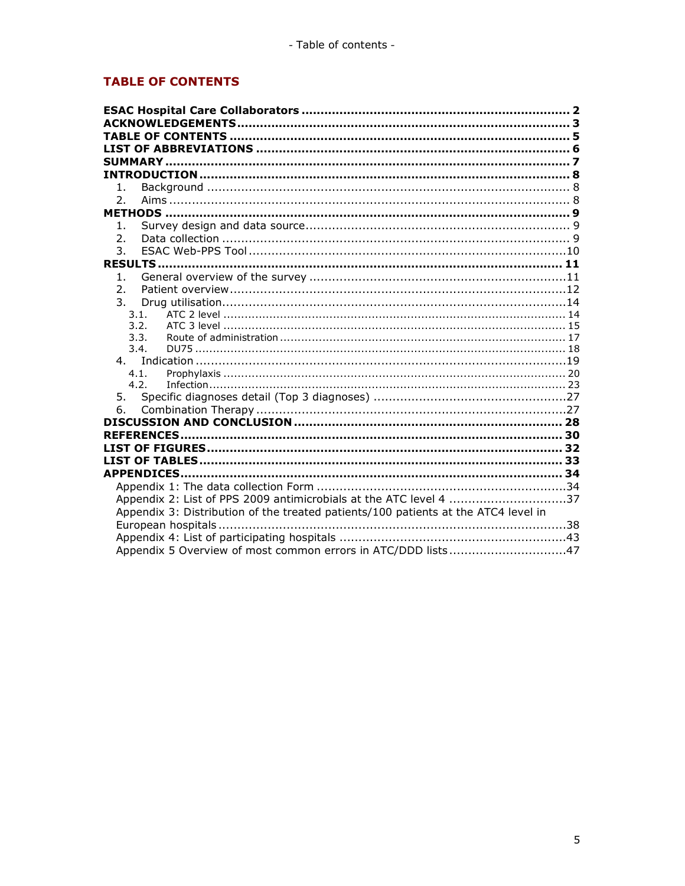## TABLE OF CONTENTS

**ESAC Hospital Care Collaborators** ..................................................................... **2**
**ACKNOWLEDGEMENTS** ..................................................................... **3**
**TABLE OF CONTENTS** ..................................................................... **5**
**LIST OF ABBREVIATIONS** ..................................................................... **6**
**SUMMARY** ..................................................................... **7**
**INTRODUCTION** ..................................................................... **8**

1. Background ..................................................................... 8
2. Aims ..................................................................... 8

**METHODS** ..................................................................... **9**

1. Survey design and data source ..................................................................... 9
2. Data collection ..................................................................... 9
3. ESAC Web-PPS Tool ..................................................................... 10

**RESULTS** ..................................................................... **11**

1. General overview of the survey ..................................................................... 11
2. Patient overview ..................................................................... 12
3. Drug utilisation ..................................................................... 14
   - 3.1. ATC 2 level ..................................................................... 14
   - 3.2. ATC 3 level ..................................................................... 15
   - 3.3. Route of administration ..................................................................... 17
   - 3.4. DU75 ..................................................................... 18
4. Indication ..................................................................... 19
   - 4.1. Prophylaxis ..................................................................... 20
   - 4.2. Infection ..................................................................... 23
5. Specific diagnoses detail (Top 3 diagnoses) ..................................................................... 27
6. Combination Therapy ..................................................................... 27

**DISCUSSION AND CONCLUSION** ..................................................................... **28**
**REFERENCES** ..................................................................... **30**
**LIST OF FIGURES** ..................................................................... **32**
**LIST OF TABLES** ..................................................................... **33**
**APPENDICES** ..................................................................... **34**

- Appendix 1: The data collection Form ..................................................................... 34
- Appendix 2: List of PPS 2009 antimicrobials at the ATC level 4 ..................................................................... 37
- Appendix 3: Distribution of the treated patients/100 patients at the ATC4 level in European hospitals ..................................................................... 38
- Appendix 4: List of participating hospitals ..................................................................... 43
- Appendix 5 Overview of most common errors in ATC/DDD lists ..................................................................... 47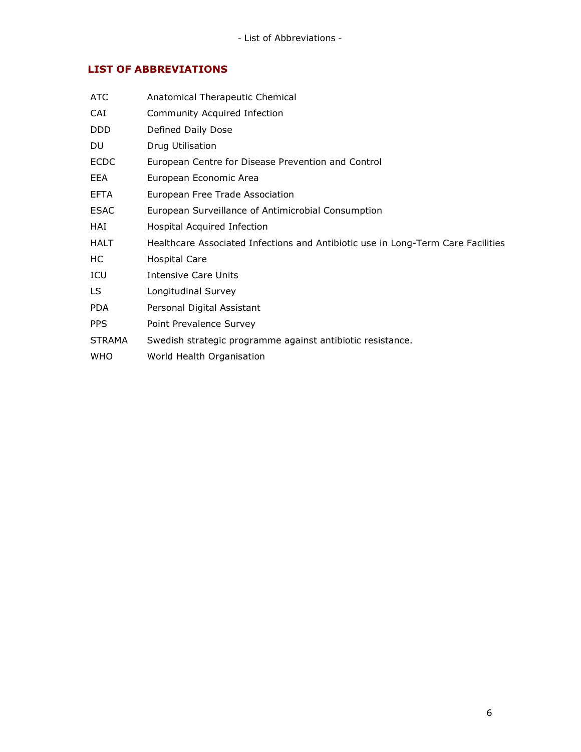## LIST OF ABBREVIATIONS

| | |
|---|---|
| ATC | Anatomical Therapeutic Chemical |
| CAI | Community Acquired Infection |
| DDD | Defined Daily Dose |
| DU | Drug Utilisation |
| ECDC | European Centre for Disease Prevention and Control |
| EEA | European Economic Area |
| EFTA | European Free Trade Association |
| ESAC | European Surveillance of Antimicrobial Consumption |
| HAI | Hospital Acquired Infection |
| HALT | Healthcare Associated Infections and Antibiotic use in Long-Term Care Facilities |
| HC | Hospital Care |
| ICU | Intensive Care Units |
| LS | Longitudinal Survey |
| PDA | Personal Digital Assistant |
| PPS | Point Prevalence Survey |
| STRAMA | Swedish strategic programme against antibiotic resistance. |
| WHO | World Health Organisation |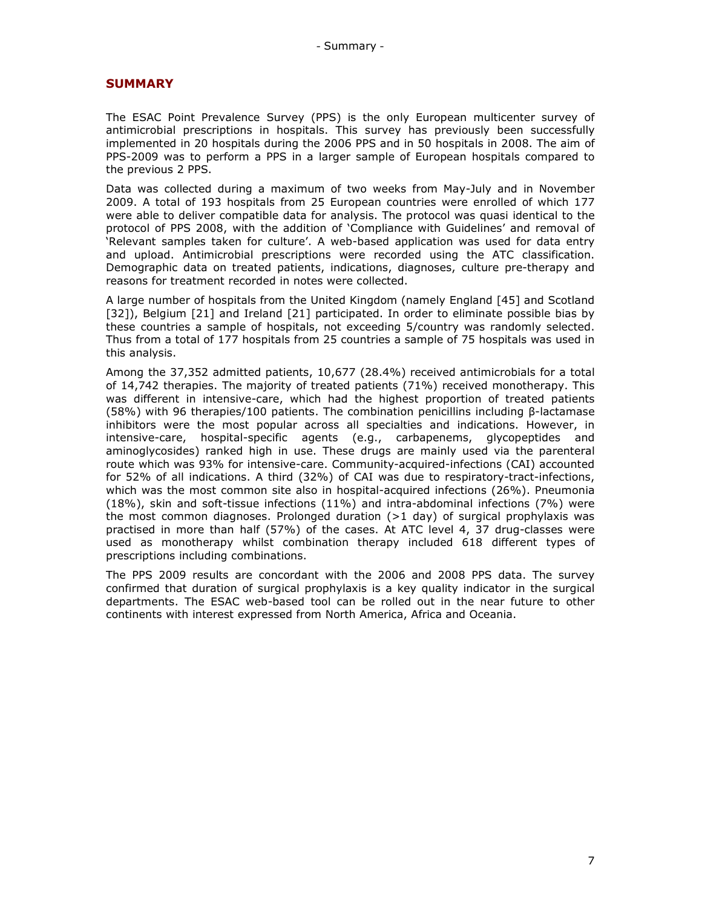# SUMMARY

The ESAC Point Prevalence Survey (PPS) is the only European multicenter survey of antimicrobial prescriptions in hospitals. This survey has previously been successfully implemented in 20 hospitals during the 2006 PPS and in 50 hospitals in 2008. The aim of PPS-2009 was to perform a PPS in a larger sample of European hospitals compared to the previous 2 PPS.

Data was collected during a maximum of two weeks from May-July and in November 2009. A total of 193 hospitals from 25 European countries were enrolled of which 177 were able to deliver compatible data for analysis. The protocol was quasi identical to the protocol of PPS 2008, with the addition of 'Compliance with Guidelines' and removal of 'Relevant samples taken for culture'. A web-based application was used for data entry and upload. Antimicrobial prescriptions were recorded using the ATC classification. Demographic data on treated patients, indications, diagnoses, culture pre-therapy and reasons for treatment recorded in notes were collected.

A large number of hospitals from the United Kingdom (namely England [45] and Scotland [32]), Belgium [21] and Ireland [21] participated. In order to eliminate possible bias by these countries a sample of hospitals, not exceeding 5/country was randomly selected. Thus from a total of 177 hospitals from 25 countries a sample of 75 hospitals was used in this analysis.

Among the 37,352 admitted patients, 10,677 (28.4%) received antimicrobials for a total of 14,742 therapies. The majority of treated patients (71%) received monotherapy. This was different in intensive-care, which had the highest proportion of treated patients (58%) with 96 therapies/100 patients. The combination penicillins including β-lactamase inhibitors were the most popular across all specialties and indications. However, in intensive-care, hospital-specific agents (e.g., carbapenems, glycopeptides and aminoglycosides) ranked high in use. These drugs are mainly used via the parenteral route which was 93% for intensive-care. Community-acquired-infections (CAI) accounted for 52% of all indications. A third (32%) of CAI was due to respiratory-tract-infections, which was the most common site also in hospital-acquired infections (26%). Pneumonia (18%), skin and soft-tissue infections (11%) and intra-abdominal infections (7%) were the most common diagnoses. Prolonged duration (>1 day) of surgical prophylaxis was practised in more than half (57%) of the cases. At ATC level 4, 37 drug-classes were used as monotherapy whilst combination therapy included 618 different types of prescriptions including combinations.

The PPS 2009 results are concordant with the 2006 and 2008 PPS data. The survey confirmed that duration of surgical prophylaxis is a key quality indicator in the surgical departments. The ESAC web-based tool can be rolled out in the near future to other continents with interest expressed from North America, Africa and Oceania.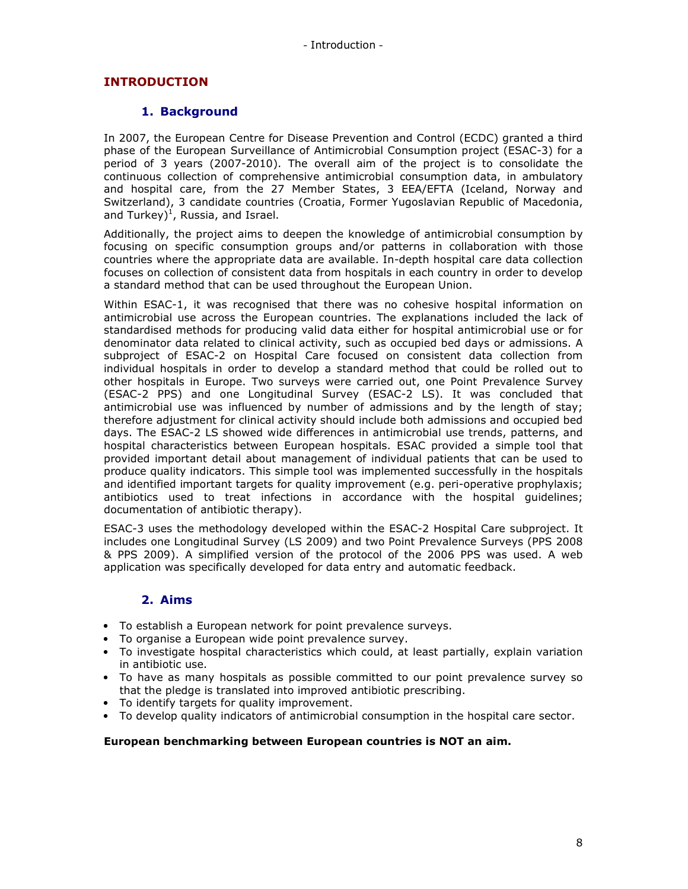# INTRODUCTION

## 1. Background

In 2007, the European Centre for Disease Prevention and Control (ECDC) granted a third phase of the European Surveillance of Antimicrobial Consumption project (ESAC-3) for a period of 3 years (2007-2010). The overall aim of the project is to consolidate the continuous collection of comprehensive antimicrobial consumption data, in ambulatory and hospital care, from the 27 Member States, 3 EEA/EFTA (Iceland, Norway and Switzerland), 3 candidate countries (Croatia, Former Yugoslavian Republic of Macedonia, and Turkey)[1], Russia, and Israel.

Additionally, the project aims to deepen the knowledge of antimicrobial consumption by focusing on specific consumption groups and/or patterns in collaboration with those countries where the appropriate data are available. In-depth hospital care data collection focuses on collection of consistent data from hospitals in each country in order to develop a standard method that can be used throughout the European Union.

Within ESAC-1, it was recognised that there was no cohesive hospital information on antimicrobial use across the European countries. The explanations included the lack of standardised methods for producing valid data either for hospital antimicrobial use or for denominator data related to clinical activity, such as occupied bed days or admissions. A subproject of ESAC-2 on Hospital Care focused on consistent data collection from individual hospitals in order to develop a standard method that could be rolled out to other hospitals in Europe. Two surveys were carried out, one Point Prevalence Survey (ESAC-2 PPS) and one Longitudinal Survey (ESAC-2 LS). It was concluded that antimicrobial use was influenced by number of admissions and by the length of stay; therefore adjustment for clinical activity should include both admissions and occupied bed days. The ESAC-2 LS showed wide differences in antimicrobial use trends, patterns, and hospital characteristics between European hospitals. ESAC provided a simple tool that provided important detail about management of individual patients that can be used to produce quality indicators. This simple tool was implemented successfully in the hospitals and identified important targets for quality improvement (e.g. peri-operative prophylaxis; antibiotics used to treat infections in accordance with the hospital guidelines; documentation of antibiotic therapy).

ESAC-3 uses the methodology developed within the ESAC-2 Hospital Care subproject. It includes one Longitudinal Survey (LS 2009) and two Point Prevalence Surveys (PPS 2008 & PPS 2009). A simplified version of the protocol of the 2006 PPS was used. A web application was specifically developed for data entry and automatic feedback.

## 2. Aims

- To establish a European network for point prevalence surveys.
- To organise a European wide point prevalence survey.
- To investigate hospital characteristics which could, at least partially, explain variation in antibiotic use.
- To have as many hospitals as possible committed to our point prevalence survey so that the pledge is translated into improved antibiotic prescribing.
- To identify targets for quality improvement.
- To develop quality indicators of antimicrobial consumption in the hospital care sector.

**European benchmarking between European countries is NOT an aim.**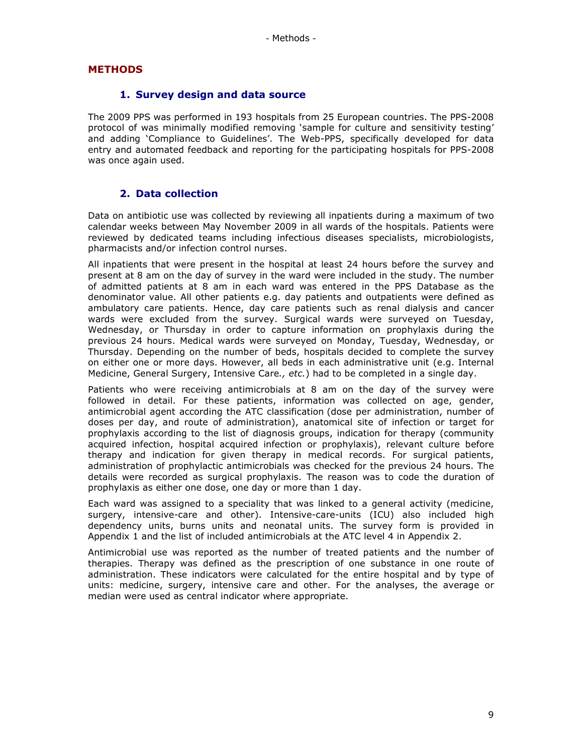# METHODS

## 1. Survey design and data source

The 2009 PPS was performed in 193 hospitals from 25 European countries. The PPS-2008 protocol of was minimally modified removing 'sample for culture and sensitivity testing' and adding 'Compliance to Guidelines'. The Web-PPS, specifically developed for data entry and automated feedback and reporting for the participating hospitals for PPS-2008 was once again used.

## 2. Data collection

Data on antibiotic use was collected by reviewing all inpatients during a maximum of two calendar weeks between May November 2009 in all wards of the hospitals. Patients were reviewed by dedicated teams including infectious diseases specialists, microbiologists, pharmacists and/or infection control nurses.

All inpatients that were present in the hospital at least 24 hours before the survey and present at 8 am on the day of survey in the ward were included in the study. The number of admitted patients at 8 am in each ward was entered in the PPS Database as the denominator value. All other patients e.g. day patients and outpatients were defined as ambulatory care patients. Hence, day care patients such as renal dialysis and cancer wards were excluded from the survey. Surgical wards were surveyed on Tuesday, Wednesday, or Thursday in order to capture information on prophylaxis during the previous 24 hours. Medical wards were surveyed on Monday, Tuesday, Wednesday, or Thursday. Depending on the number of beds, hospitals decided to complete the survey on either one or more days. However, all beds in each administrative unit (e.g. Internal Medicine, General Surgery, Intensive Care*, etc.*) had to be completed in a single day.

Patients who were receiving antimicrobials at 8 am on the day of the survey were followed in detail. For these patients, information was collected on age, gender, antimicrobial agent according the ATC classification (dose per administration, number of doses per day, and route of administration), anatomical site of infection or target for prophylaxis according to the list of diagnosis groups, indication for therapy (community acquired infection, hospital acquired infection or prophylaxis), relevant culture before therapy and indication for given therapy in medical records. For surgical patients, administration of prophylactic antimicrobials was checked for the previous 24 hours. The details were recorded as surgical prophylaxis. The reason was to code the duration of prophylaxis as either one dose, one day or more than 1 day.

Each ward was assigned to a speciality that was linked to a general activity (medicine, surgery, intensive-care and other). Intensive-care-units (ICU) also included high dependency units, burns units and neonatal units. The survey form is provided in Appendix 1 and the list of included antimicrobials at the ATC level 4 in Appendix 2.

Antimicrobial use was reported as the number of treated patients and the number of therapies. Therapy was defined as the prescription of one substance in one route of administration. These indicators were calculated for the entire hospital and by type of units: medicine, surgery, intensive care and other. For the analyses, the average or median were used as central indicator where appropriate.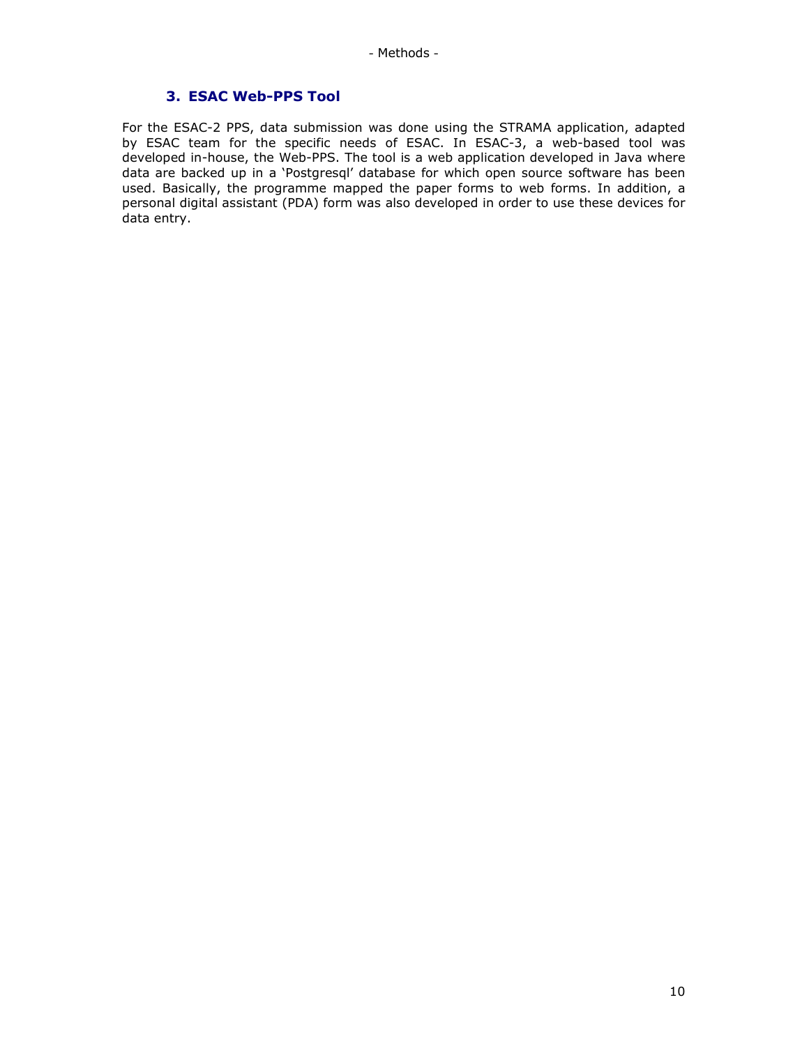## 3. ESAC Web-PPS Tool

For the ESAC-2 PPS, data submission was done using the STRAMA application, adapted by ESAC team for the specific needs of ESAC. In ESAC-3, a web-based tool was developed in-house, the Web-PPS. The tool is a web application developed in Java where data are backed up in a 'Postgresql' database for which open source software has been used. Basically, the programme mapped the paper forms to web forms. In addition, a personal digital assistant (PDA) form was also developed in order to use these devices for data entry.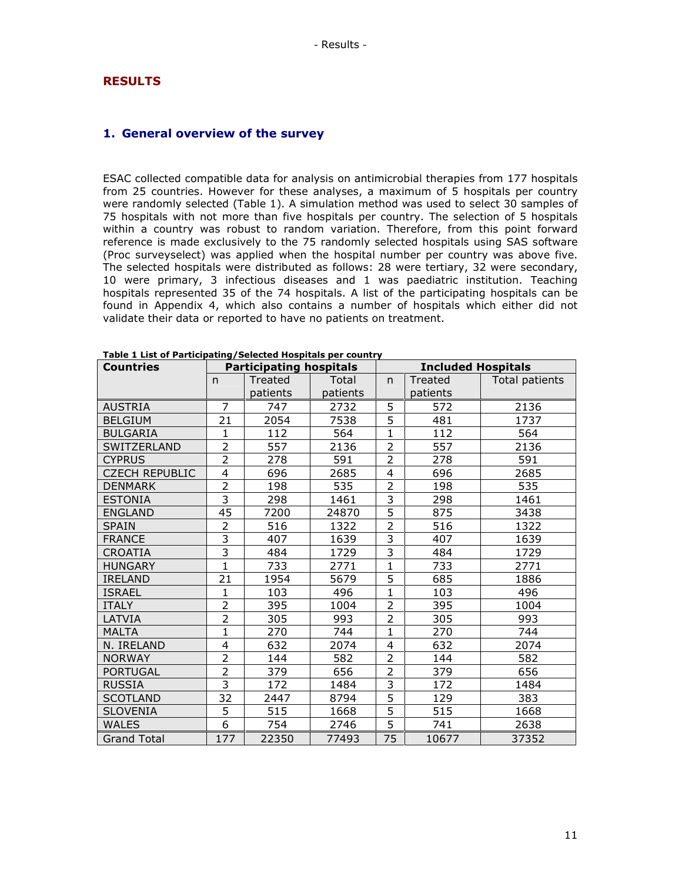# RESULTS

## 1. General overview of the survey

ESAC collected compatible data for analysis on antimicrobial therapies from 177 hospitals from 25 countries. However for these analyses, a maximum of 5 hospitals per country were randomly selected (Table 1). A simulation method was used to select 30 samples of 75 hospitals with not more than five hospitals per country. The selection of 5 hospitals within a country was robust to random variation. Therefore, from this point forward reference is made exclusively to the 75 randomly selected hospitals using SAS software (Proc surveyselect) was applied when the hospital number per country was above five. The selected hospitals were distributed as follows: 28 were tertiary, 32 were secondary, 10 were primary, 3 infectious diseases and 1 was paediatric institution. Teaching hospitals represented 35 of the 74 hospitals. A list of the participating hospitals can be found in Appendix 4, which also contains a number of hospitals which either did not validate their data or reported to have no patients on treatment.

**Table 1 List of Participating/Selected Hospitals per country**

| Countries | Participating hospitals | | | Included Hospitals | | |
|---|---|---|---|---|---|---|
| | n | Treated patients | Total patients | n | Treated patients | Total patients |
| AUSTRIA | 7 | 747 | 2732 | 5 | 572 | 2136 |
| BELGIUM | 21 | 2054 | 7538 | 5 | 481 | 1737 |
| BULGARIA | 1 | 112 | 564 | 1 | 112 | 564 |
| SWITZERLAND | 2 | 557 | 2136 | 2 | 557 | 2136 |
| CYPRUS | 2 | 278 | 591 | 2 | 278 | 591 |
| CZECH REPUBLIC | 4 | 696 | 2685 | 4 | 696 | 2685 |
| DENMARK | 2 | 198 | 535 | 2 | 198 | 535 |
| ESTONIA | 3 | 298 | 1461 | 3 | 298 | 1461 |
| ENGLAND | 45 | 7200 | 24870 | 5 | 875 | 3438 |
| SPAIN | 2 | 516 | 1322 | 2 | 516 | 1322 |
| FRANCE | 3 | 407 | 1639 | 3 | 407 | 1639 |
| CROATIA | 3 | 484 | 1729 | 3 | 484 | 1729 |
| HUNGARY | 1 | 733 | 2771 | 1 | 733 | 2771 |
| IRELAND | 21 | 1954 | 5679 | 5 | 685 | 1886 |
| ISRAEL | 1 | 103 | 496 | 1 | 103 | 496 |
| ITALY | 2 | 395 | 1004 | 2 | 395 | 1004 |
| LATVIA | 2 | 305 | 993 | 2 | 305 | 993 |
| MALTA | 1 | 270 | 744 | 1 | 270 | 744 |
| N. IRELAND | 4 | 632 | 2074 | 4 | 632 | 2074 |
| NORWAY | 2 | 144 | 582 | 2 | 144 | 582 |
| PORTUGAL | 2 | 379 | 656 | 2 | 379 | 656 |
| RUSSIA | 3 | 172 | 1484 | 3 | 172 | 1484 |
| SCOTLAND | 32 | 2447 | 8794 | 5 | 129 | 383 |
| SLOVENIA | 5 | 515 | 1668 | 5 | 515 | 1668 |
| WALES | 6 | 754 | 2746 | 5 | 741 | 2638 |
| Grand Total | 177 | 22350 | 77493 | 75 | 10677 | 37352 |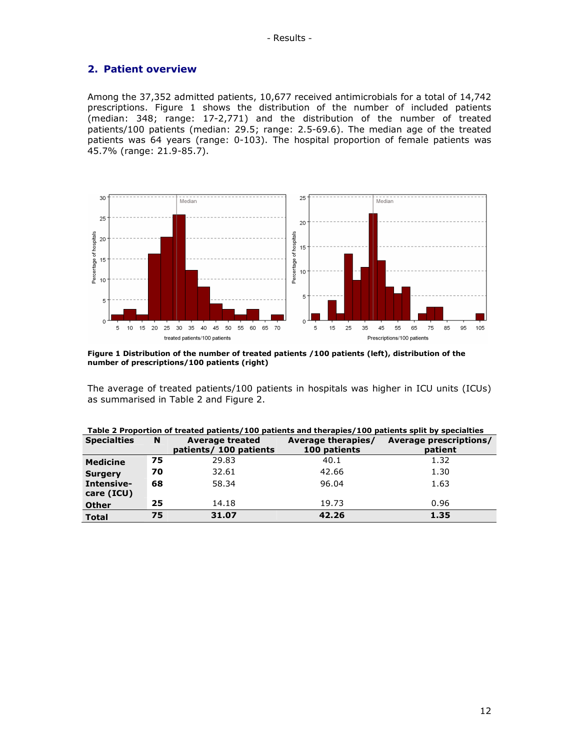## 2. Patient overview

Among the 37,352 admitted patients, 10,677 received antimicrobials for a total of 14,742 prescriptions. Figure 1 shows the distribution of the number of included patients (median: 348; range: 17-2,771) and the distribution of the number of treated patients/100 patients (median: 29.5; range: 2.5-69.6). The median age of the treated patients was 64 years (range: 0-103). The hospital proportion of female patients was 45.7% (range: 21.9-85.7).

**Figure 1 Distribution of the number of treated patients /100 patients (left), distribution of the number of prescriptions/100 patients (right)**

The average of treated patients/100 patients in hospitals was higher in ICU units (ICUs) as summarised in Table 2 and Figure 2.

**Table 2 Proportion of treated patients/100 patients and therapies/100 patients split by specialties**

| Specialties | N | Average treated patients/ 100 patients | Average therapies/ 100 patients | Average prescriptions/ patient |
|---|---|---|---|---|
| **Medicine** | **75** | 29.83 | 40.1 | 1.32 |
| **Surgery** | **70** | 32.61 | 42.66 | 1.30 |
| **Intensive-care (ICU)** | **68** | 58.34 | 96.04 | 1.63 |
| **Other** | **25** | 14.18 | 19.73 | 0.96 |
| **Total** | **75** | **31.07** | **42.26** | **1.35** |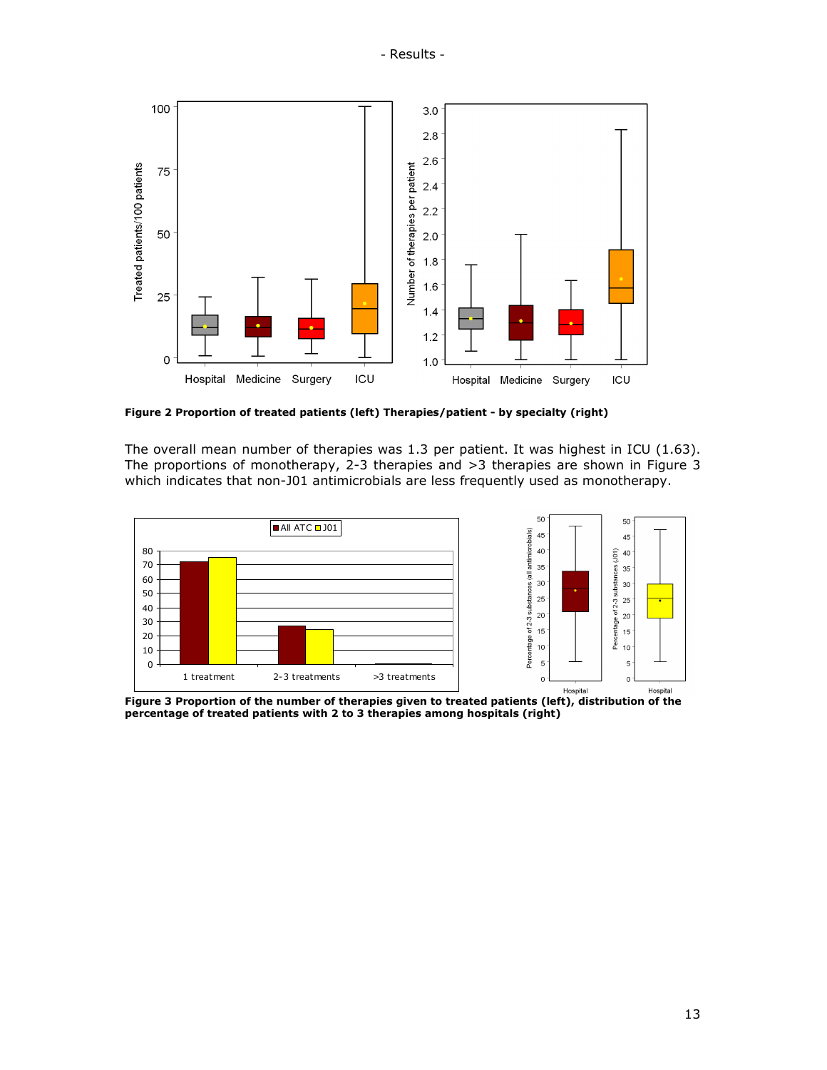Figure 2 Proportion of treated patients (left) Therapies/patient - by specialty (right)

The overall mean number of therapies was 1.3 per patient. It was highest in ICU (1.63). The proportions of monotherapy, 2-3 therapies and >3 therapies are shown in Figure 3 which indicates that non-J01 antimicrobials are less frequently used as monotherapy.

**Figure 3 Proportion of the number of therapies given to treated patients (left), distribution of the percentage of treated patients with 2 to 3 therapies among hospitals (right)**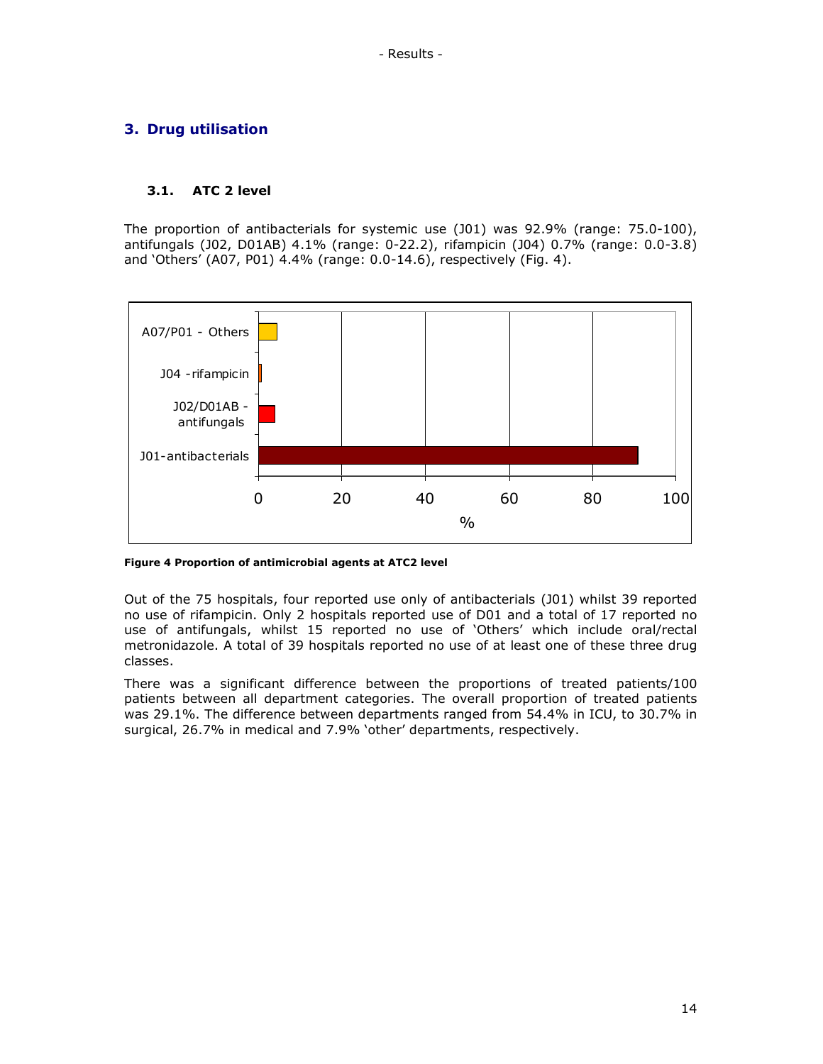# 3. Drug utilisation

### 3.1. ATC 2 level

The proportion of antibacterials for systemic use (J01) was 92.9% (range: 75.0-100), antifungals (J02, D01AB) 4.1% (range: 0-22.2), rifampicin (J04) 0.7% (range: 0.0-3.8) and 'Others' (A07, P01) 4.4% (range: 0.0-14.6), respectively (Fig. 4).

**Figure 4 Proportion of antimicrobial agents at ATC2 level**

Out of the 75 hospitals, four reported use only of antibacterials (J01) whilst 39 reported no use of rifampicin. Only 2 hospitals reported use of D01 and a total of 17 reported no use of antifungals, whilst 15 reported no use of 'Others' which include oral/rectal metronidazole. A total of 39 hospitals reported no use of at least one of these three drug classes.

There was a significant difference between the proportions of treated patients/100 patients between all department categories. The overall proportion of treated patients was 29.1%. The difference between departments ranged from 54.4% in ICU, to 30.7% in surgical, 26.7% in medical and 7.9% 'other' departments, respectively.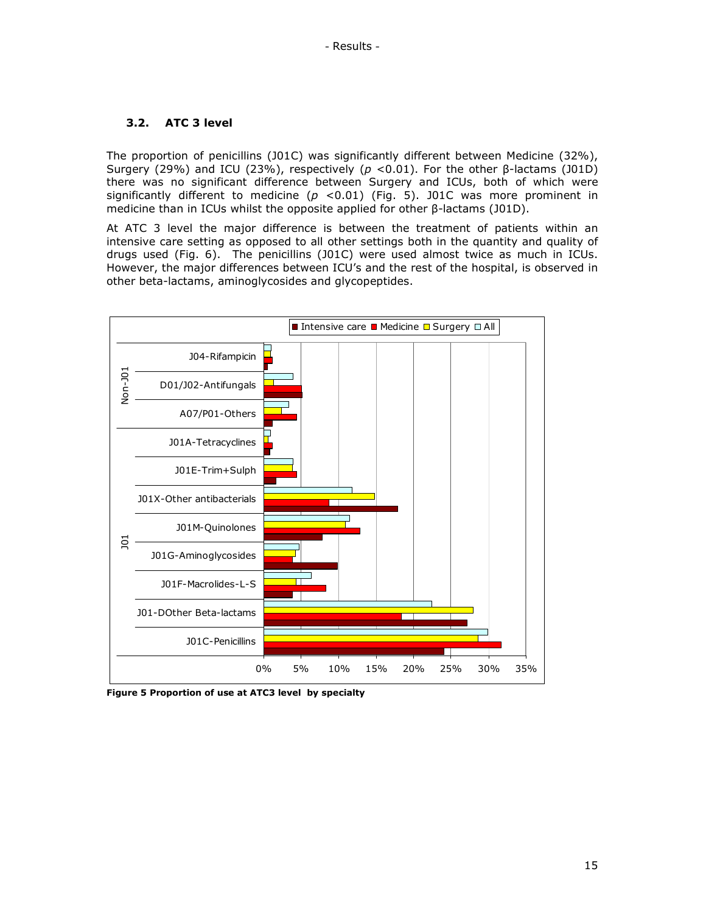### 3.2. ATC 3 level

The proportion of penicillins (J01C) was significantly different between Medicine (32%), Surgery (29%) and ICU (23%), respectively ($p$ <0.01). For the other β-lactams (J01D) there was no significant difference between Surgery and ICUs, both of which were significantly different to medicine ($p$ <0.01) (Fig. 5). J01C was more prominent in medicine than in ICUs whilst the opposite applied for other β-lactams (J01D).

At ATC 3 level the major difference is between the treatment of patients within an intensive care setting as opposed to all other settings both in the quantity and quality of drugs used (Fig. 6). The penicillins (J01C) were used almost twice as much in ICUs. However, the major differences between ICU's and the rest of the hospital, is observed in other beta-lactams, aminoglycosides and glycopeptides.

**Figure 5 Proportion of use at ATC3 level by specialty**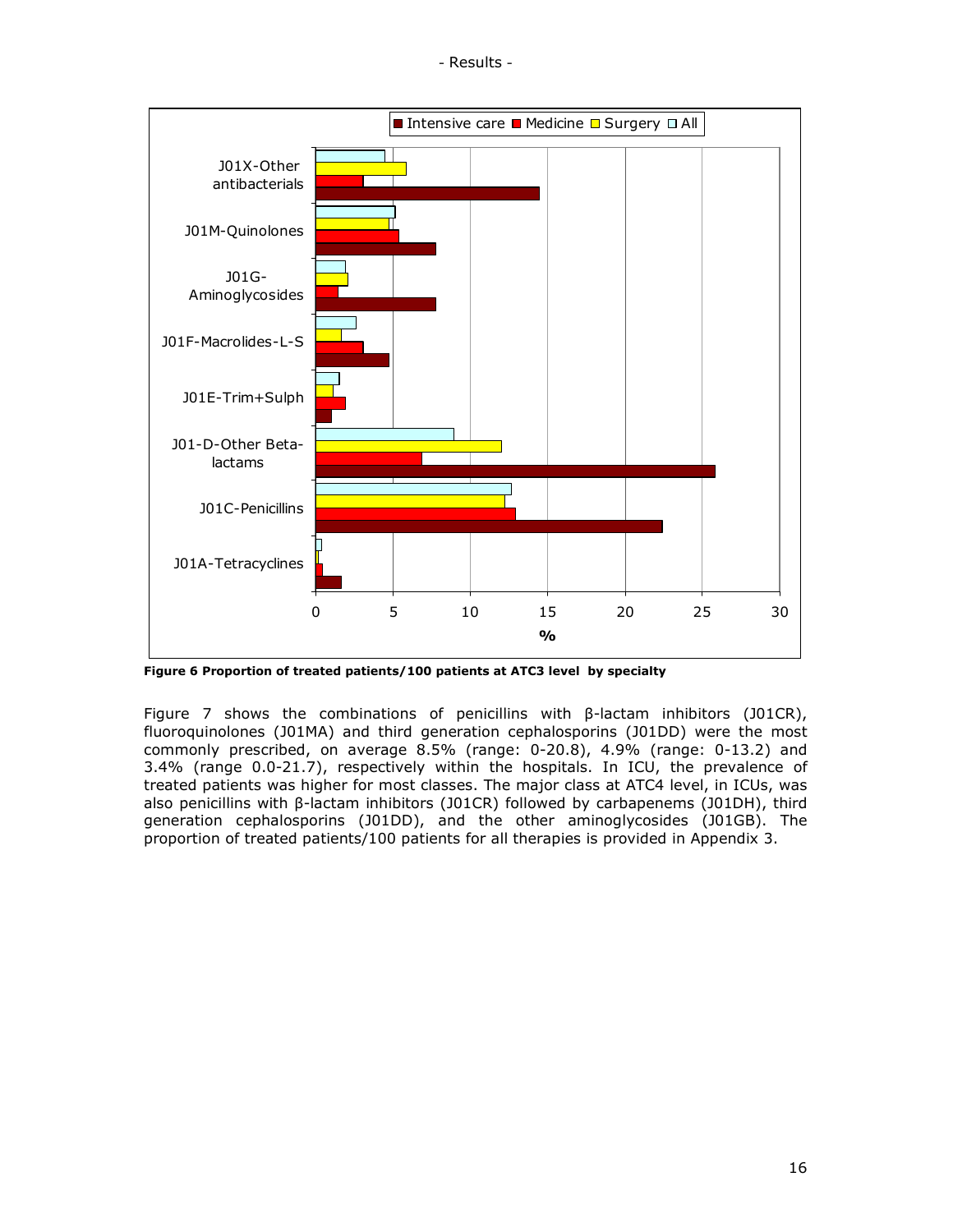Figure 6 Proportion of treated patients/100 patients at ATC3 level by specialty

Figure 7 shows the combinations of penicillins with β-lactam inhibitors (J01CR), fluoroquinolones (J01MA) and third generation cephalosporins (J01DD) were the most commonly prescribed, on average 8.5% (range: 0-20.8), 4.9% (range: 0-13.2) and 3.4% (range 0.0-21.7), respectively within the hospitals. In ICU, the prevalence of treated patients was higher for most classes. The major class at ATC4 level, in ICUs, was also penicillins with β-lactam inhibitors (J01CR) followed by carbapenems (J01DH), third generation cephalosporins (J01DD), and the other aminoglycosides (J01GB). The proportion of treated patients/100 patients for all therapies is provided in Appendix 3.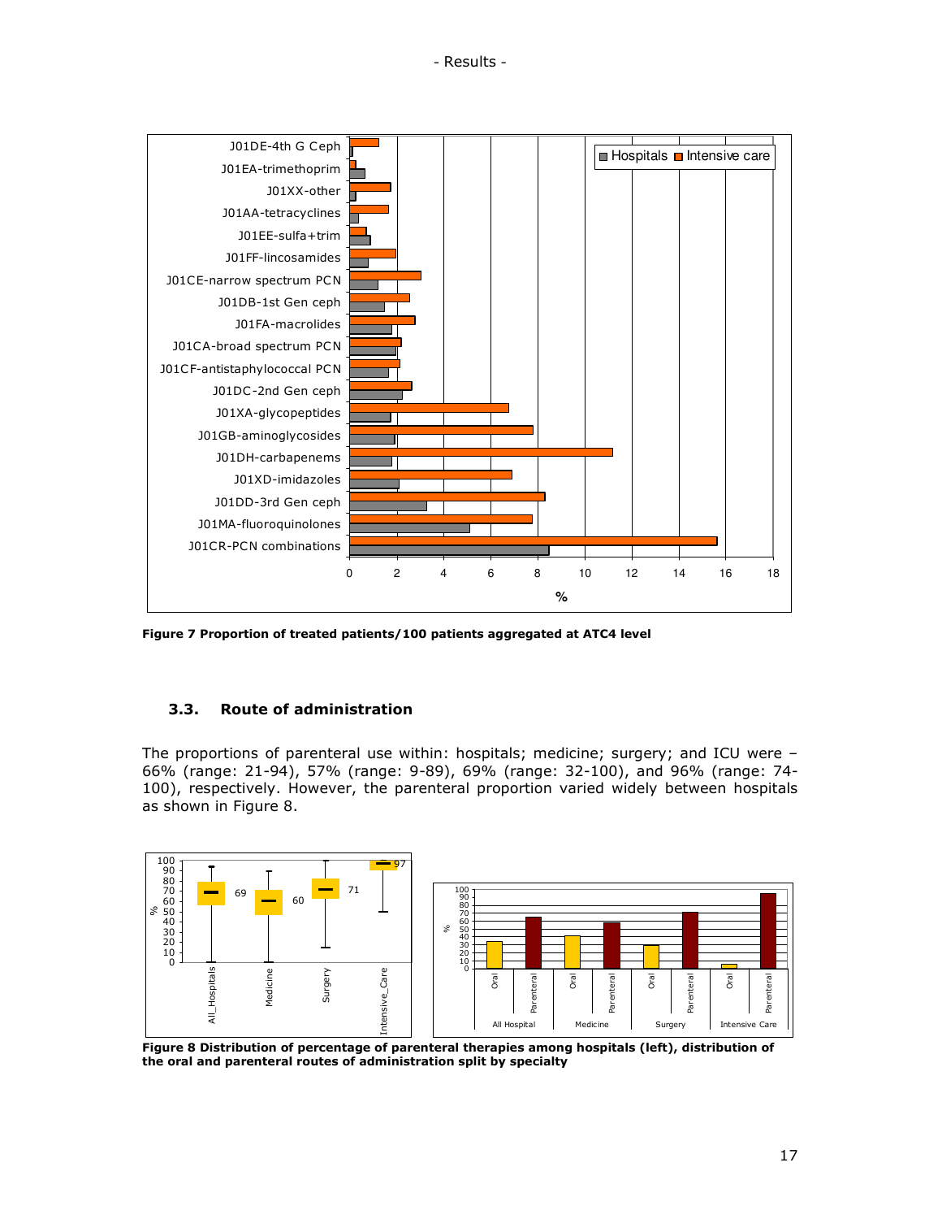Figure 7 Proportion of treated patients/100 patients aggregated at ATC4 level

### 3.3. Route of administration

The proportions of parenteral use within: hospitals; medicine; surgery; and ICU were – 66% (range: 21-94), 57% (range: 9-89), 69% (range: 32-100), and 96% (range: 74-100), respectively. However, the parenteral proportion varied widely between hospitals as shown in Figure 8.

**Figure 8 Distribution of percentage of parenteral therapies among hospitals (left), distribution of the oral and parenteral routes of administration split by specialty**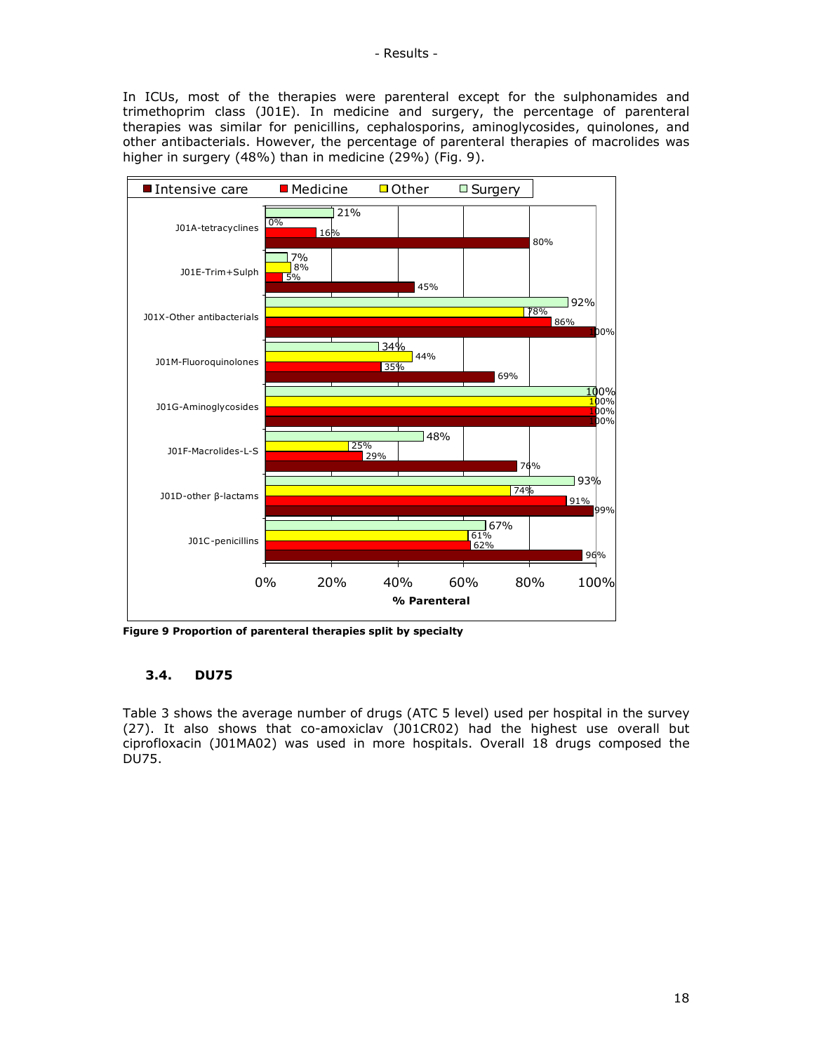In ICUs, most of the therapies were parenteral except for the sulphonamides and trimethoprim class (J01E). In medicine and surgery, the percentage of parenteral therapies was similar for penicillins, cephalosporins, aminoglycosides, quinolones, and other antibacterials. However, the percentage of parenteral therapies of macrolides was higher in surgery (48%) than in medicine (29%) (Fig. 9).

| % Parenteral | Intensive care | Medicine | Other | Surgery |
|---|---|---|---|---|
| J01A-tetracyclines | 80% | 16% | 0% | 21% |
| J01E-Trim+Sulph | 45% | 5% | 8% | 7% |
| J01X-Other antibacterials | 100% | 86% | 78% | 92% |
| J01M-Fluoroquinolones | 69% | 35% | 44% | 34% |
| J01G-Aminoglycosides | 100% | 100% | 100% | 100% |
| J01F-Macrolides-L-S | 76% | 29% | 25% | 48% |
| J01D-other β-lactams | 99% | 91% | 74% | 93% |
| J01C-penicillins | 96% | 62% | 61% | 67% |

**Figure 9 Proportion of parenteral therapies split by specialty**

### 3.4. DU75

Table 3 shows the average number of drugs (ATC 5 level) used per hospital in the survey (27). It also shows that co-amoxiclav (J01CR02) had the highest use overall but ciprofloxacin (J01MA02) was used in more hospitals. Overall 18 drugs composed the DU75.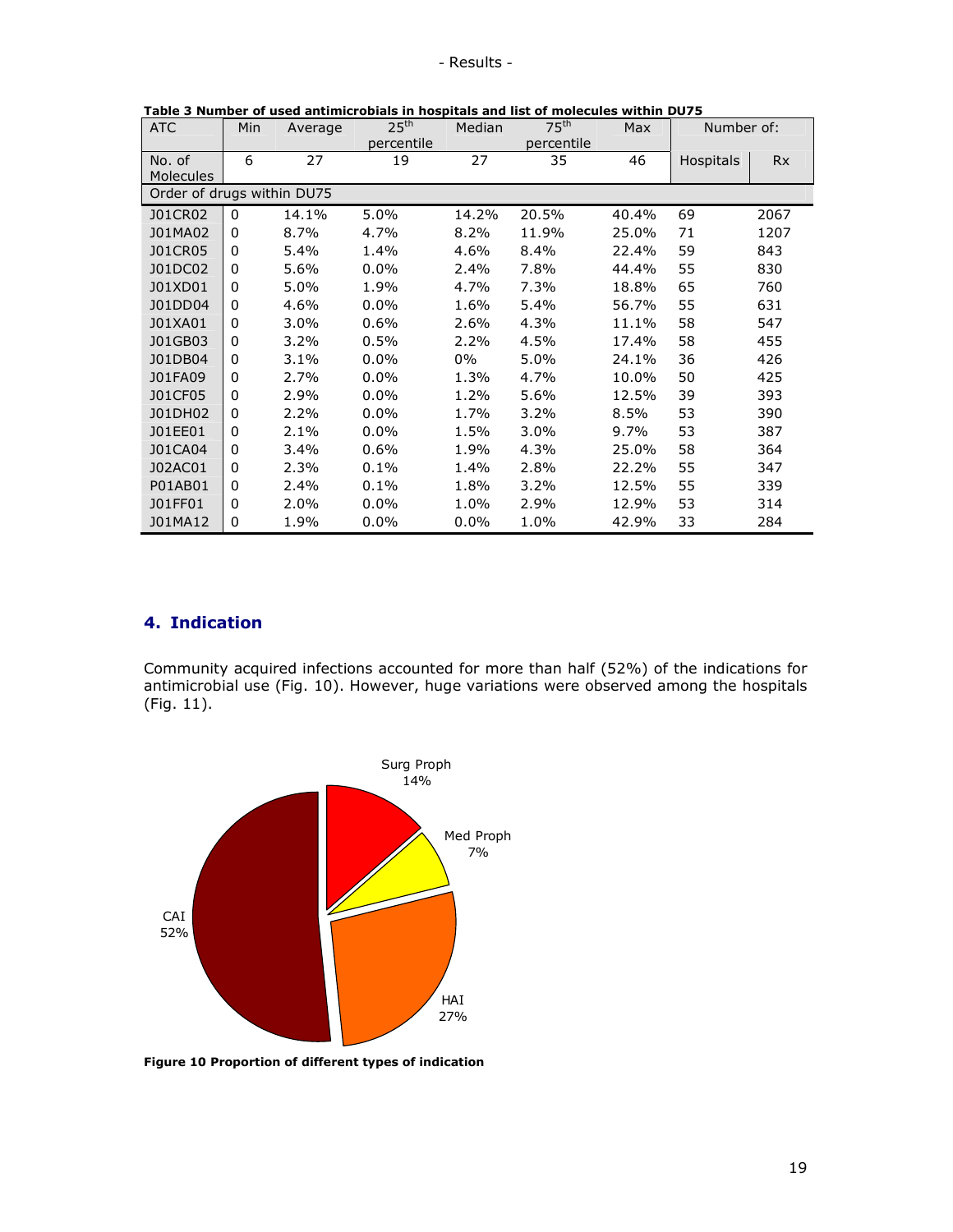**Table 3 Number of used antimicrobials in hospitals and list of molecules within DU75**

| ATC | Min | Average | 25th percentile | Median | 75th percentile | Max | Number of: | |
|---|---|---|---|---|---|---|---|---|
| | | | | | | | Hospitals | Rx |
| No. of Molecules | 6 | 27 | 19 | 27 | 35 | 46 | | |
| Order of drugs within DU75 | | | | | | | | |
| J01CR02 | 0 | 14.1% | 5.0% | 14.2% | 20.5% | 40.4% | 69 | 2067 |
| J01MA02 | 0 | 8.7% | 4.7% | 8.2% | 11.9% | 25.0% | 71 | 1207 |
| J01CR05 | 0 | 5.4% | 1.4% | 4.6% | 8.4% | 22.4% | 59 | 843 |
| J01DC02 | 0 | 5.6% | 0.0% | 2.4% | 7.8% | 44.4% | 55 | 830 |
| J01XD01 | 0 | 5.0% | 1.9% | 4.7% | 7.3% | 18.8% | 65 | 760 |
| J01DD04 | 0 | 4.6% | 0.0% | 1.6% | 5.4% | 56.7% | 55 | 631 |
| J01XA01 | 0 | 3.0% | 0.6% | 2.6% | 4.3% | 11.1% | 58 | 547 |
| J01GB03 | 0 | 3.2% | 0.5% | 2.2% | 4.5% | 17.4% | 58 | 455 |
| J01DB04 | 0 | 3.1% | 0.0% | 0% | 5.0% | 24.1% | 36 | 426 |
| J01FA09 | 0 | 2.7% | 0.0% | 1.3% | 4.7% | 10.0% | 50 | 425 |
| J01CF05 | 0 | 2.9% | 0.0% | 1.2% | 5.6% | 12.5% | 39 | 393 |
| J01DH02 | 0 | 2.2% | 0.0% | 1.7% | 3.2% | 8.5% | 53 | 390 |
| J01EE01 | 0 | 2.1% | 0.0% | 1.5% | 3.0% | 9.7% | 53 | 387 |
| J01CA04 | 0 | 3.4% | 0.6% | 1.9% | 4.3% | 25.0% | 58 | 364 |
| J02AC01 | 0 | 2.3% | 0.1% | 1.4% | 2.8% | 22.2% | 55 | 347 |
| P01AB01 | 0 | 2.4% | 0.1% | 1.8% | 3.2% | 12.5% | 55 | 339 |
| J01FF01 | 0 | 2.0% | 0.0% | 1.0% | 2.9% | 12.9% | 53 | 314 |
| J01MA12 | 0 | 1.9% | 0.0% | 0.0% | 1.0% | 42.9% | 33 | 284 |

## 4. Indication

Community acquired infections accounted for more than half (52%) of the indications for antimicrobial use (Fig. 10). However, huge variations were observed among the hospitals (Fig. 11).

Surg Proph 14%, Med Proph 7%, HAI 27%, CAI 52%

**Figure 10 Proportion of different types of indication**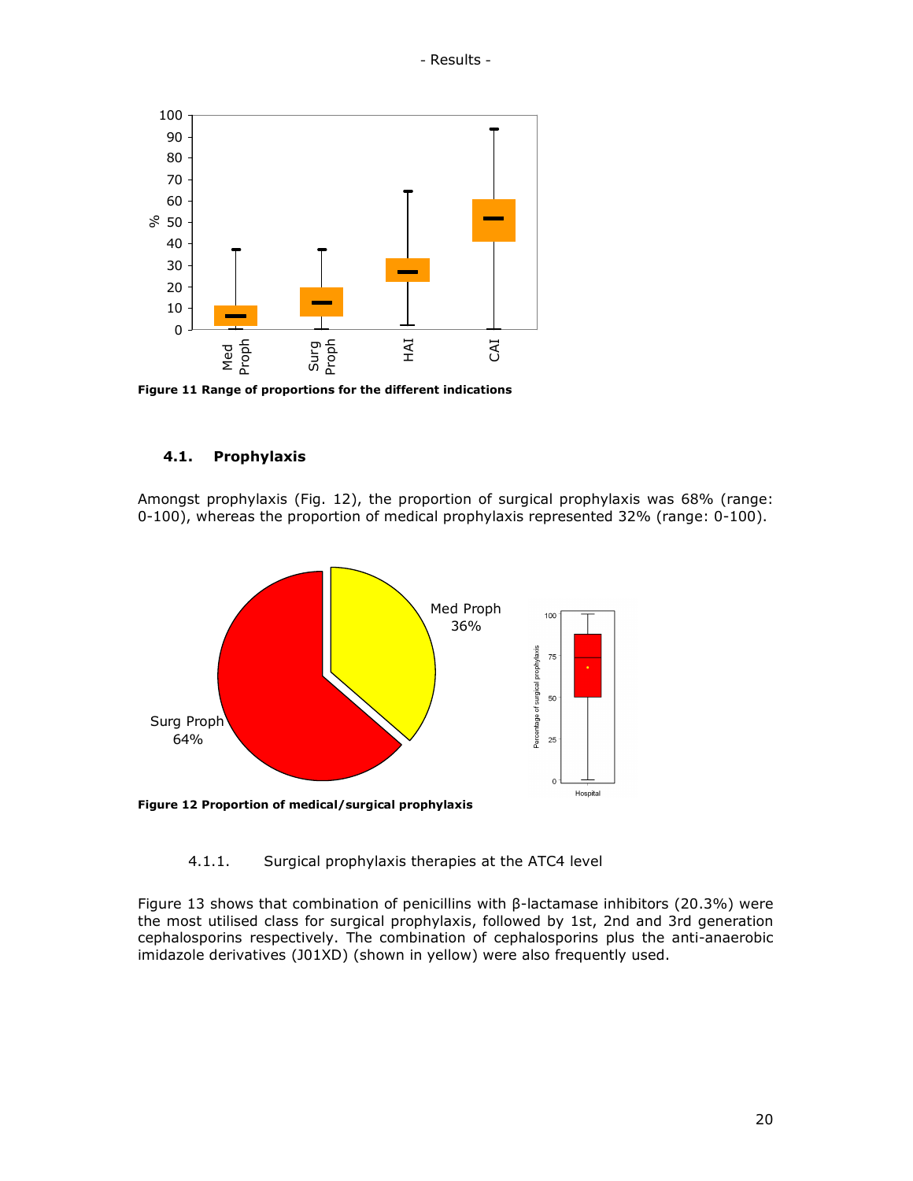Figure 11 Range of proportions for the different indications

## 4.1. Prophylaxis

Amongst prophylaxis (Fig. 12), the proportion of surgical prophylaxis was 68% (range: 0-100), whereas the proportion of medical prophylaxis represented 32% (range: 0-100).

Figure 12 Proportion of medical/surgical prophylaxis

### 4.1.1. Surgical prophylaxis therapies at the ATC4 level

Figure 13 shows that combination of penicillins with β-lactamase inhibitors (20.3%) were the most utilised class for surgical prophylaxis, followed by 1st, 2nd and 3rd generation cephalosporins respectively. The combination of cephalosporins plus the anti-anaerobic imidazole derivatives (J01XD) (shown in yellow) were also frequently used.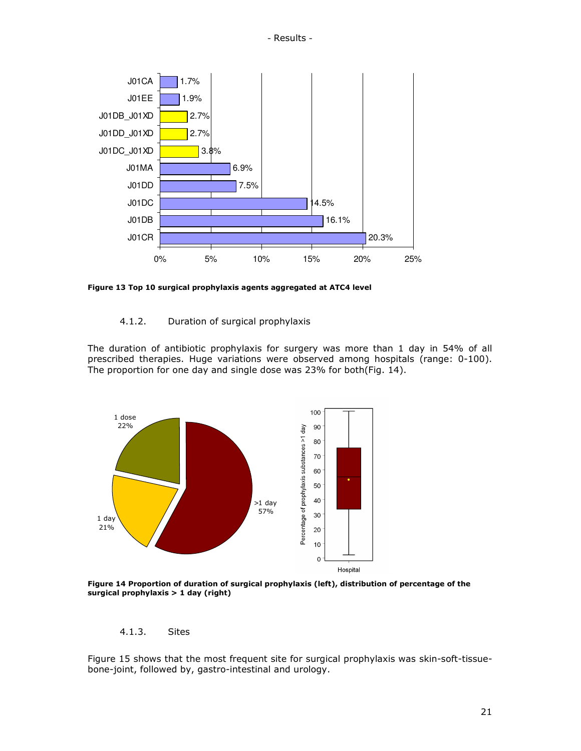Figure 13 Top 10 surgical prophylaxis agents aggregated at ATC4 level

#### 4.1.2. Duration of surgical prophylaxis

The duration of antibiotic prophylaxis for surgery was more than 1 day in 54% of all prescribed therapies. Huge variations were observed among hospitals (range: 0-100). The proportion for one day and single dose was 23% for both(Fig. 14).

Figure 14 Proportion of duration of surgical prophylaxis (left), distribution of percentage of the surgical prophylaxis > 1 day (right)

#### 4.1.3. Sites

Figure 15 shows that the most frequent site for surgical prophylaxis was skin-soft-tissue-bone-joint, followed by, gastro-intestinal and urology.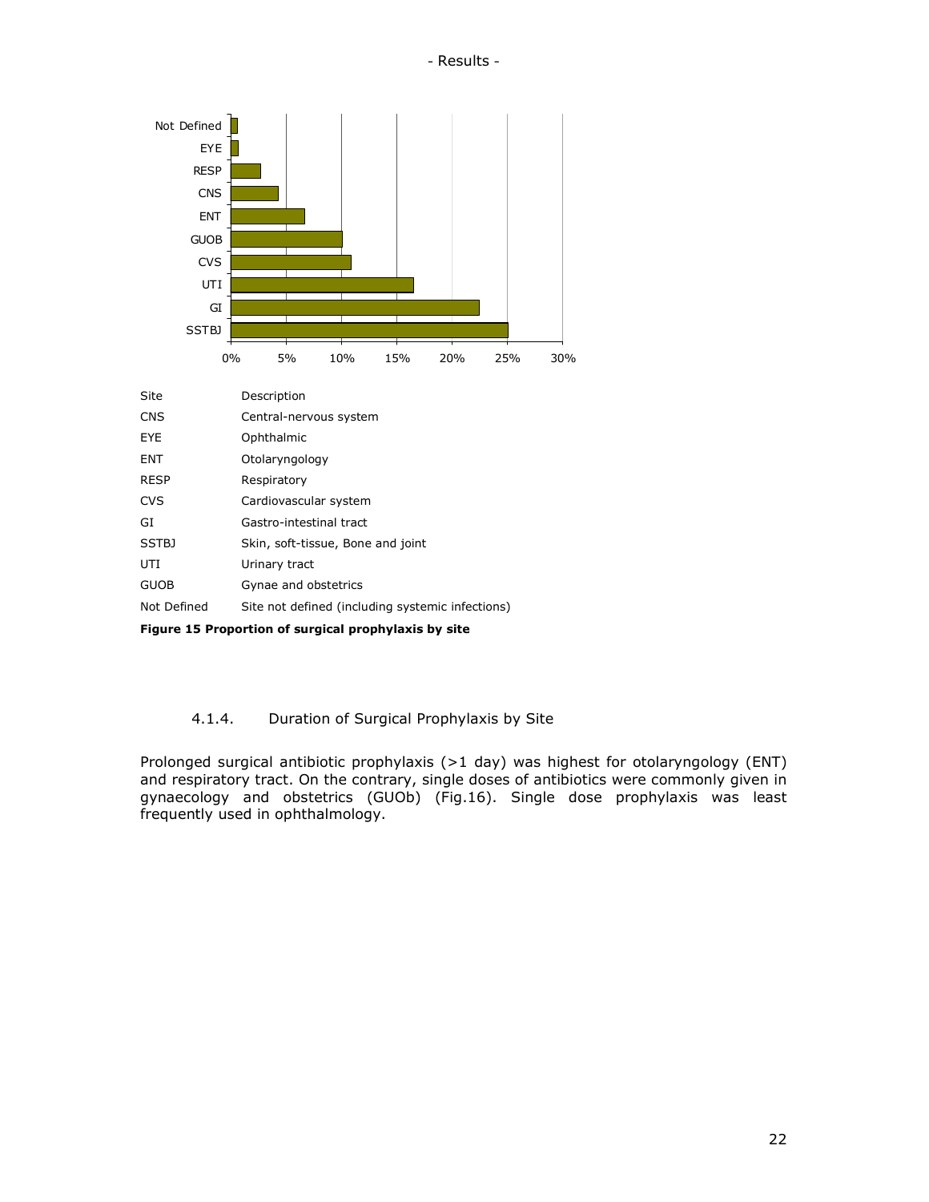| Site | Description |
| --- | --- |
| CNS | Central-nervous system |
| EYE | Ophthalmic |
| ENT | Otolaryngology |
| RESP | Respiratory |
| CVS | Cardiovascular system |
| GI | Gastro-intestinal tract |
| SSTBJ | Skin, soft-tissue, Bone and joint |
| UTI | Urinary tract |
| GUOB | Gynae and obstetrics |
| Not Defined | Site not defined (including systemic infections) |

**Figure 15 Proportion of surgical prophylaxis by site**

#### 4.1.4. Duration of Surgical Prophylaxis by Site

Prolonged surgical antibiotic prophylaxis (>1 day) was highest for otolaryngology (ENT) and respiratory tract. On the contrary, single doses of antibiotics were commonly given in gynaecology and obstetrics (GUOb) (Fig.16). Single dose prophylaxis was least frequently used in ophthalmology.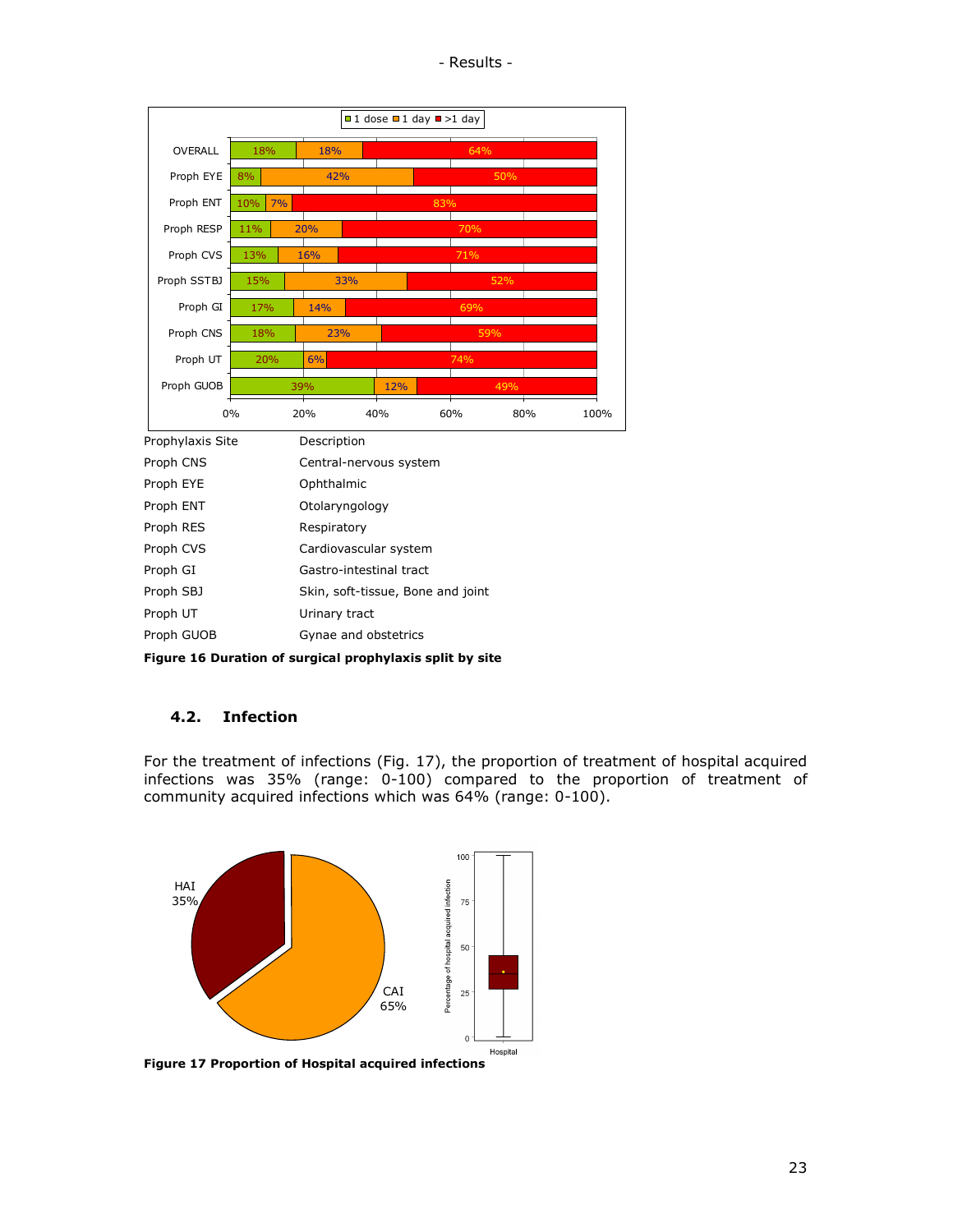| Prophylaxis Site | Description |
|---|---|
| Proph CNS | Central-nervous system |
| Proph EYE | Ophthalmic |
| Proph ENT | Otolaryngology |
| Proph RES | Respiratory |
| Proph CVS | Cardiovascular system |
| Proph GI | Gastro-intestinal tract |
| Proph SBJ | Skin, soft-tissue, Bone and joint |
| Proph UT | Urinary tract |
| Proph GUOB | Gynae and obstetrics |

**Figure 16 Duration of surgical prophylaxis split by site**

## 4.2. Infection

For the treatment of infections (Fig. 17), the proportion of treatment of hospital acquired infections was 35% (range: 0-100) compared to the proportion of treatment of community acquired infections which was 64% (range: 0-100).

**Figure 17 Proportion of Hospital acquired infections**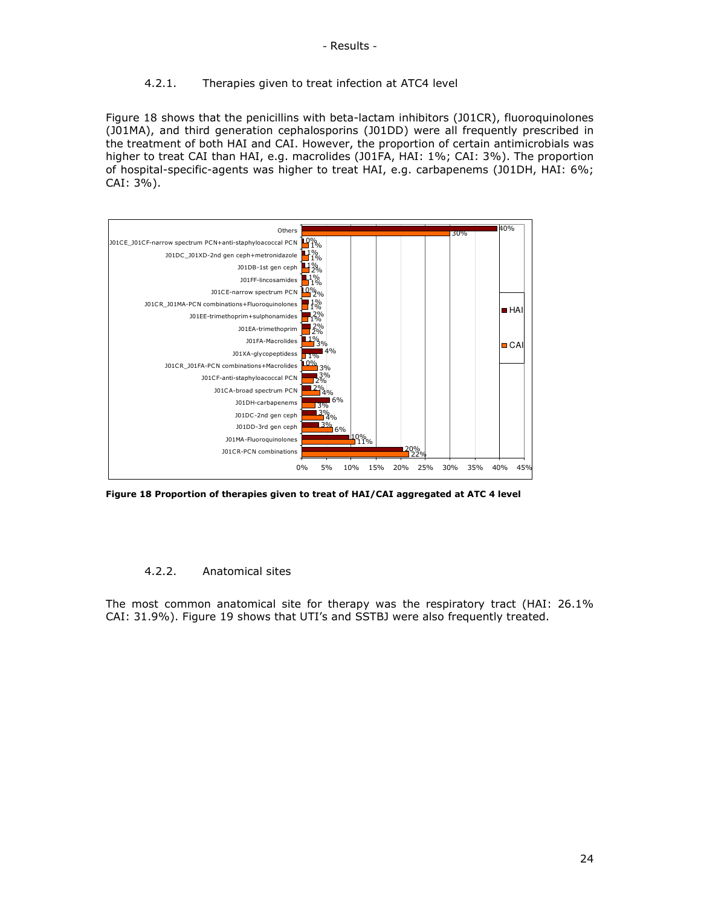### 4.2.1. Therapies given to treat infection at ATC4 level

Figure 18 shows that the penicillins with beta-lactam inhibitors (J01CR), fluoroquinolones (J01MA), and third generation cephalosporins (J01DD) were all frequently prescribed in the treatment of both HAI and CAI. However, the proportion of certain antimicrobials was higher to treat CAI than HAI, e.g. macrolides (J01FA, HAI: 1%; CAI: 3%). The proportion of hospital-specific-agents was higher to treat HAI, e.g. carbapenems (J01DH, HAI: 6%; CAI: 3%).

| Therapy (ATC4) | HAI | CAI |
|---|---|---|
| Others | 40% | 30% |
| J01CE_J01CF-narrow spectrum PCN+anti-staphyloacoccal PCN | 0% | 1% |
| J01DC_J01XD-2nd gen ceph+metronidazole | 1% | 1% |
| J01DB-1st gen ceph | 1% | 2% |
| J01FF-lincosamides | 1% | 1% |
| J01CE-narrow spectrum PCN | 0% | 2% |
| J01CR_J01MA-PCN combinations+Fluoroquinolones | 1% | 1% |
| J01EE-trimethoprim+sulphonamides | 2% | 1% |
| J01EA-trimethoprim | 2% | 2% |
| J01FA-Macrolides | 1% | 3% |
| J01XA-glycopeptidess | 4% | 1% |
| J01CR_J01FA-PCN combinations+Macrolides | 0% | 3% |
| J01CF-anti-staphyloacoccal PCN | 3% | 2% |
| J01CA-broad spectrum PCN | 2% | 4% |
| J01DH-carbapenems | 6% | 3% |
| J01DC-2nd gen ceph | 3% | 4% |
| J01DD-3rd gen ceph | 3% | 6% |
| J01MA-Fluoroquinolones | 10% | 11% |
| J01CR-PCN combinations | 20% | 22% |

**Figure 18 Proportion of therapies given to treat of HAI/CAI aggregated at ATC 4 level**

### 4.2.2. Anatomical sites

The most common anatomical site for therapy was the respiratory tract (HAI: 26.1% CAI: 31.9%). Figure 19 shows that UTI's and SSTBJ were also frequently treated.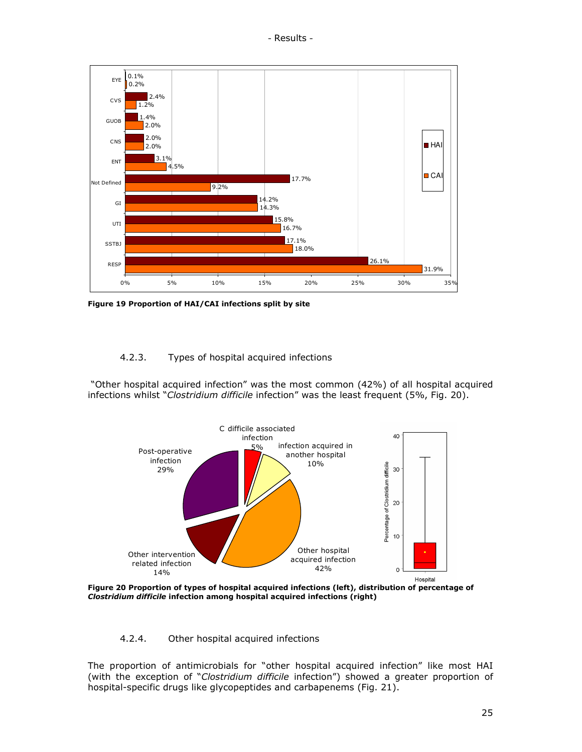Figure 19 Proportion of HAI/CAI infections split by site

### 4.2.3. Types of hospital acquired infections

"Other hospital acquired infection" was the most common (42%) of all hospital acquired infections whilst "*Clostridium difficile* infection" was the least frequent (5%, Fig. 20).

**Figure 20 Proportion of types of hospital acquired infections (left), distribution of percentage of *Clostridium difficile* infection among hospital acquired infections (right)**

### 4.2.4. Other hospital acquired infections

The proportion of antimicrobials for "other hospital acquired infection" like most HAI (with the exception of "*Clostridium difficile* infection") showed a greater proportion of hospital-specific drugs like glycopeptides and carbapenems (Fig. 21).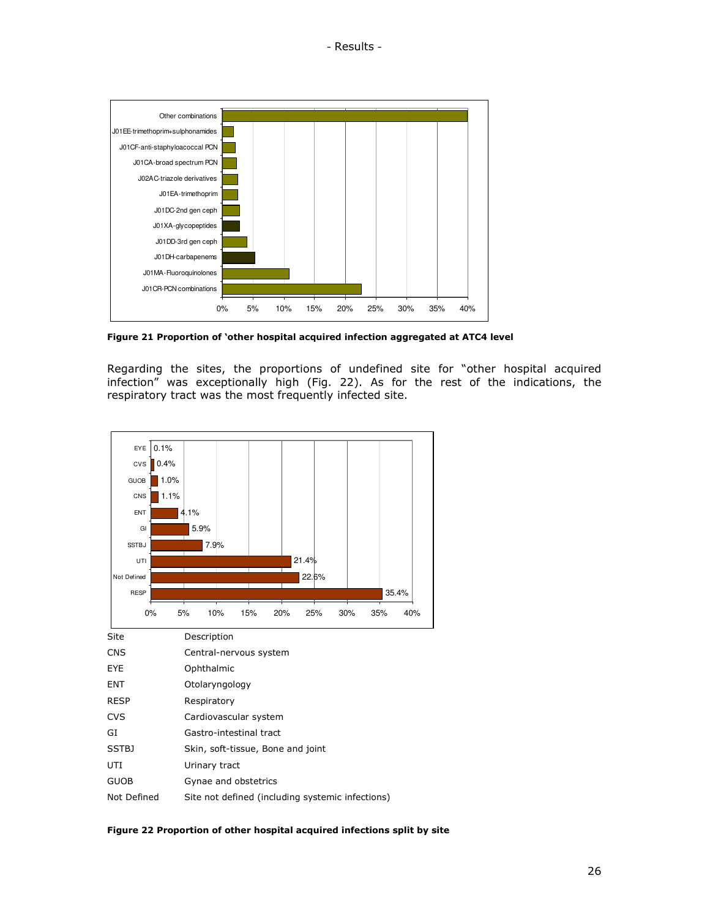Figure 21 Proportion of 'other hospital acquired infection aggregated at ATC4 level**

Regarding the sites, the proportions of undefined site for "other hospital acquired infection" was exceptionally high (Fig. 22). As for the rest of the indications, the respiratory tract was the most frequently infected site.

| Site | Description |
|---|---|
| CNS | Central-nervous system |
| EYE | Ophthalmic |
| ENT | Otolaryngology |
| RESP | Respiratory |
| CVS | Cardiovascular system |
| GI | Gastro-intestinal tract |
| SSTBJ | Skin, soft-tissue, Bone and joint |
| UTI | Urinary tract |
| GUOB | Gynae and obstetrics |
| Not Defined | Site not defined (including systemic infections) |

**Figure 22 Proportion of other hospital acquired infections split by site**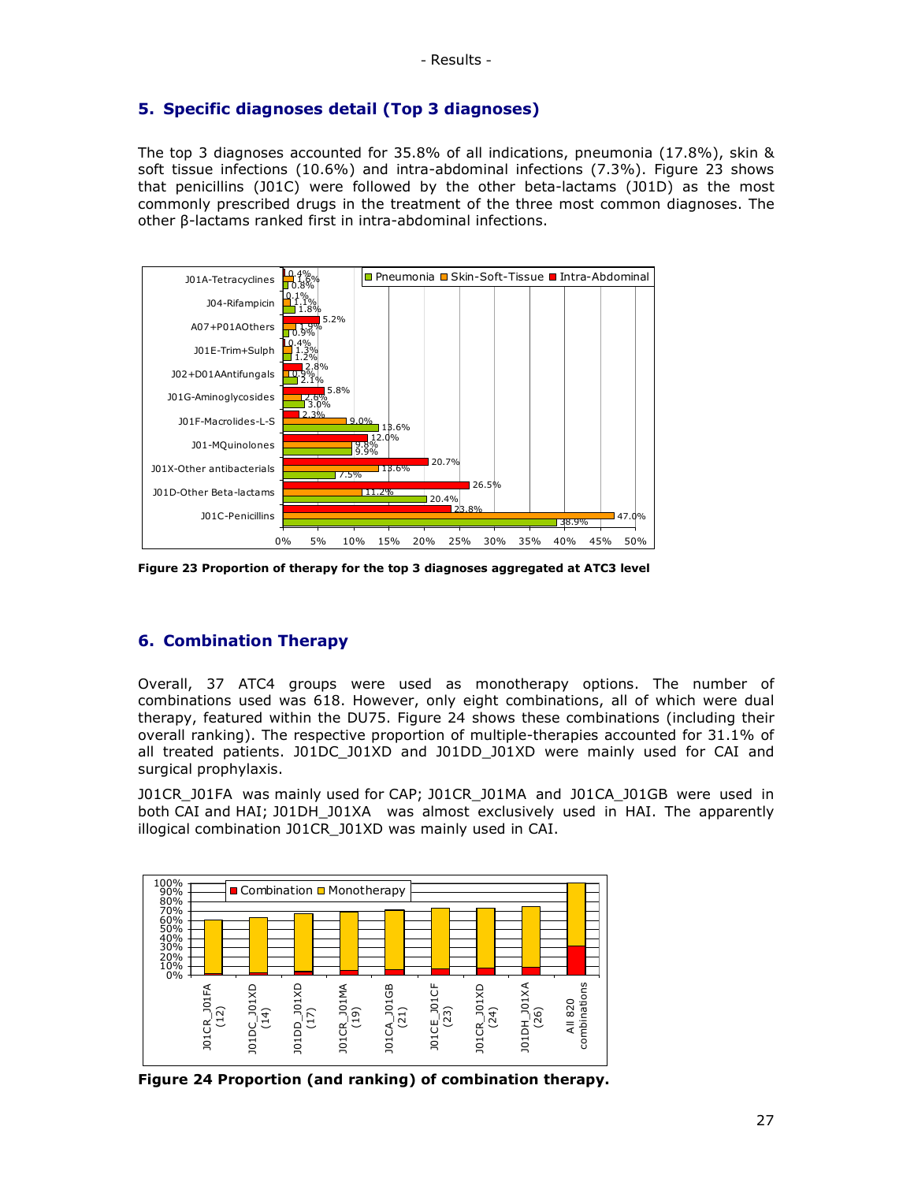## 5. Specific diagnoses detail (Top 3 diagnoses)

The top 3 diagnoses accounted for 35.8% of all indications, pneumonia (17.8%), skin & soft tissue infections (10.6%) and intra-abdominal infections (7.3%). Figure 23 shows that penicillins (J01C) were followed by the other beta-lactams (J01D) as the most commonly prescribed drugs in the treatment of the three most common diagnoses. The other β-lactams ranked first in intra-abdominal infections.

**Figure 23 Proportion of therapy for the top 3 diagnoses aggregated at ATC3 level**

## 6. Combination Therapy

Overall, 37 ATC4 groups were used as monotherapy options. The number of combinations used was 618. However, only eight combinations, all of which were dual therapy, featured within the DU75. Figure 24 shows these combinations (including their overall ranking). The respective proportion of multiple-therapies accounted for 31.1% of all treated patients. J01DC_J01XD and J01DD_J01XD were mainly used for CAI and surgical prophylaxis.

J01CR_J01FA was mainly used for CAP; J01CR_J01MA and J01CA_J01GB were used in both CAI and HAI; J01DH_J01XA was almost exclusively used in HAI. The apparently illogical combination J01CR_J01XD was mainly used in CAI.

**Figure 24 Proportion (and ranking) of combination therapy.**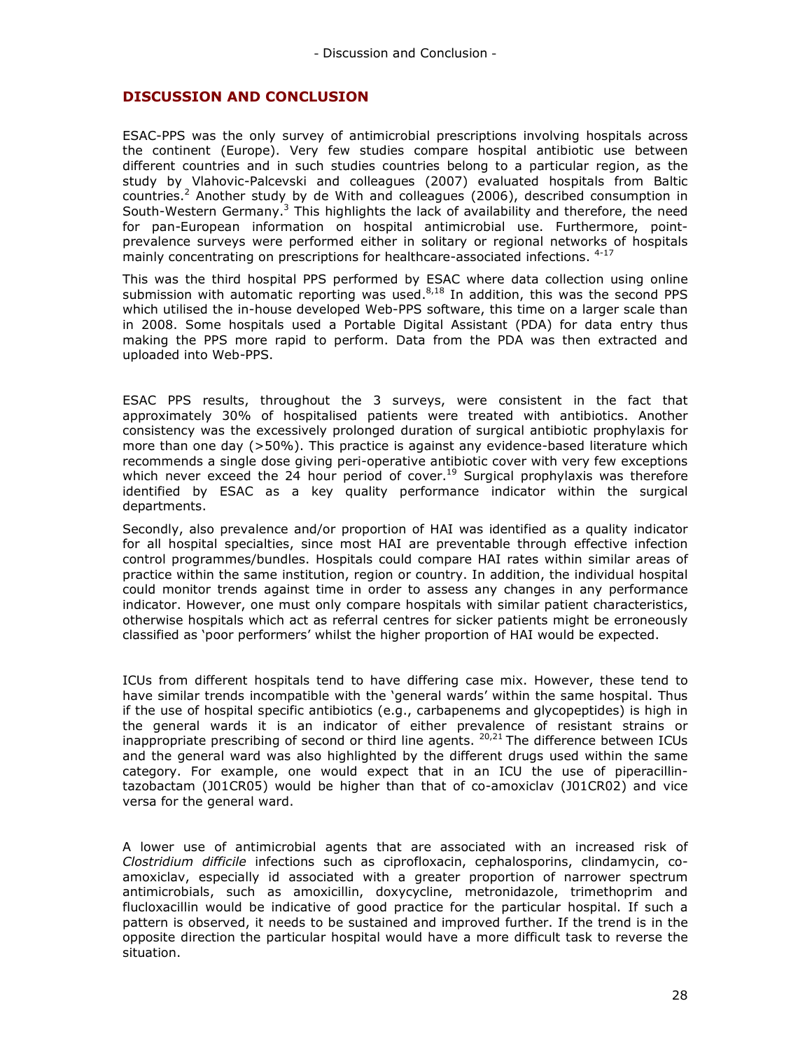## DISCUSSION AND CONCLUSION

ESAC-PPS was the only survey of antimicrobial prescriptions involving hospitals across the continent (Europe). Very few studies compare hospital antibiotic use between different countries and in such studies countries belong to a particular region, as the study by Vlahovic-Palcevski and colleagues (2007) evaluated hospitals from Baltic countries.[2] Another study by de With and colleagues (2006), described consumption in South-Western Germany.[3] This highlights the lack of availability and therefore, the need for pan-European information on hospital antimicrobial use. Furthermore, point-prevalence surveys were performed either in solitary or regional networks of hospitals mainly concentrating on prescriptions for healthcare-associated infections. [4-17]

This was the third hospital PPS performed by ESAC where data collection using online submission with automatic reporting was used.[8,18] In addition, this was the second PPS which utilised the in-house developed Web-PPS software, this time on a larger scale than in 2008. Some hospitals used a Portable Digital Assistant (PDA) for data entry thus making the PPS more rapid to perform. Data from the PDA was then extracted and uploaded into Web-PPS.

ESAC PPS results, throughout the 3 surveys, were consistent in the fact that approximately 30% of hospitalised patients were treated with antibiotics. Another consistency was the excessively prolonged duration of surgical antibiotic prophylaxis for more than one day (>50%). This practice is against any evidence-based literature which recommends a single dose giving peri-operative antibiotic cover with very few exceptions which never exceed the 24 hour period of cover.[19] Surgical prophylaxis was therefore identified by ESAC as a key quality performance indicator within the surgical departments.

Secondly, also prevalence and/or proportion of HAI was identified as a quality indicator for all hospital specialties, since most HAI are preventable through effective infection control programmes/bundles. Hospitals could compare HAI rates within similar areas of practice within the same institution, region or country. In addition, the individual hospital could monitor trends against time in order to assess any changes in any performance indicator. However, one must only compare hospitals with similar patient characteristics, otherwise hospitals which act as referral centres for sicker patients might be erroneously classified as 'poor performers' whilst the higher proportion of HAI would be expected.

ICUs from different hospitals tend to have differing case mix. However, these tend to have similar trends incompatible with the 'general wards' within the same hospital. Thus if the use of hospital specific antibiotics (e.g., carbapenems and glycopeptides) is high in the general wards it is an indicator of either prevalence of resistant strains or inappropriate prescribing of second or third line agents. [20,21] The difference between ICUs and the general ward was also highlighted by the different drugs used within the same category. For example, one would expect that in an ICU the use of piperacillin-tazobactam (J01CR05) would be higher than that of co-amoxiclav (J01CR02) and vice versa for the general ward.

A lower use of antimicrobial agents that are associated with an increased risk of *Clostridium difficile* infections such as ciprofloxacin, cephalosporins, clindamycin, co-amoxiclav, especially id associated with a greater proportion of narrower spectrum antimicrobials, such as amoxicillin, doxycycline, metronidazole, trimethoprim and flucloxacillin would be indicative of good practice for the particular hospital. If such a pattern is observed, it needs to be sustained and improved further. If the trend is in the opposite direction the particular hospital would have a more difficult task to reverse the situation.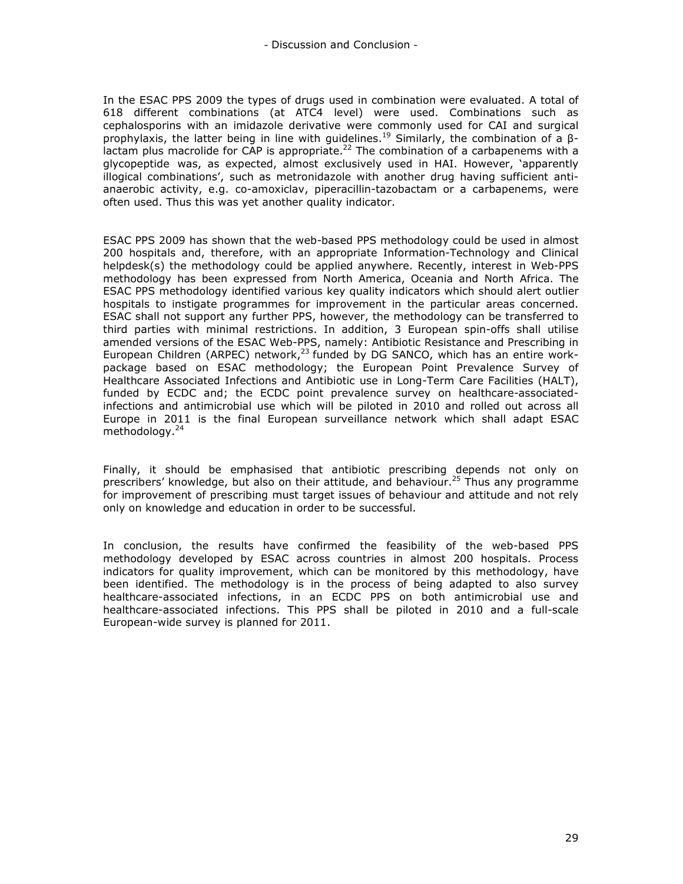In the ESAC PPS 2009 the types of drugs used in combination were evaluated. A total of 618 different combinations (at ATC4 level) were used. Combinations such as cephalosporins with an imidazole derivative were commonly used for CAI and surgical prophylaxis, the latter being in line with guidelines.[19] Similarly, the combination of a β-lactam plus macrolide for CAP is appropriate.[22] The combination of a carbapenems with a glycopeptide was, as expected, almost exclusively used in HAI. However, 'apparently illogical combinations', such as metronidazole with another drug having sufficient anti-anaerobic activity, e.g. co-amoxiclav, piperacillin-tazobactam or a carbapenems, were often used. Thus this was yet another quality indicator.

ESAC PPS 2009 has shown that the web-based PPS methodology could be used in almost 200 hospitals and, therefore, with an appropriate Information-Technology and Clinical helpdesk(s) the methodology could be applied anywhere. Recently, interest in Web-PPS methodology has been expressed from North America, Oceania and North Africa. The ESAC PPS methodology identified various key quality indicators which should alert outlier hospitals to instigate programmes for improvement in the particular areas concerned. ESAC shall not support any further PPS, however, the methodology can be transferred to third parties with minimal restrictions. In addition, 3 European spin-offs shall utilise amended versions of the ESAC Web-PPS, namely: Antibiotic Resistance and Prescribing in European Children (ARPEC) network,[23] funded by DG SANCO, which has an entire work-package based on ESAC methodology; the European Point Prevalence Survey of Healthcare Associated Infections and Antibiotic use in Long-Term Care Facilities (HALT), funded by ECDC and; the ECDC point prevalence survey on healthcare-associated-infections and antimicrobial use which will be piloted in 2010 and rolled out across all Europe in 2011 is the final European surveillance network which shall adapt ESAC methodology.[24]

Finally, it should be emphasised that antibiotic prescribing depends not only on prescribers' knowledge, but also on their attitude, and behaviour.[25] Thus any programme for improvement of prescribing must target issues of behaviour and attitude and not rely only on knowledge and education in order to be successful.

In conclusion, the results have confirmed the feasibility of the web-based PPS methodology developed by ESAC across countries in almost 200 hospitals. Process indicators for quality improvement, which can be monitored by this methodology, have been identified. The methodology is in the process of being adapted to also survey healthcare-associated infections, in an ECDC PPS on both antimicrobial use and healthcare-associated infections. This PPS shall be piloted in 2010 and a full-scale European-wide survey is planned for 2011.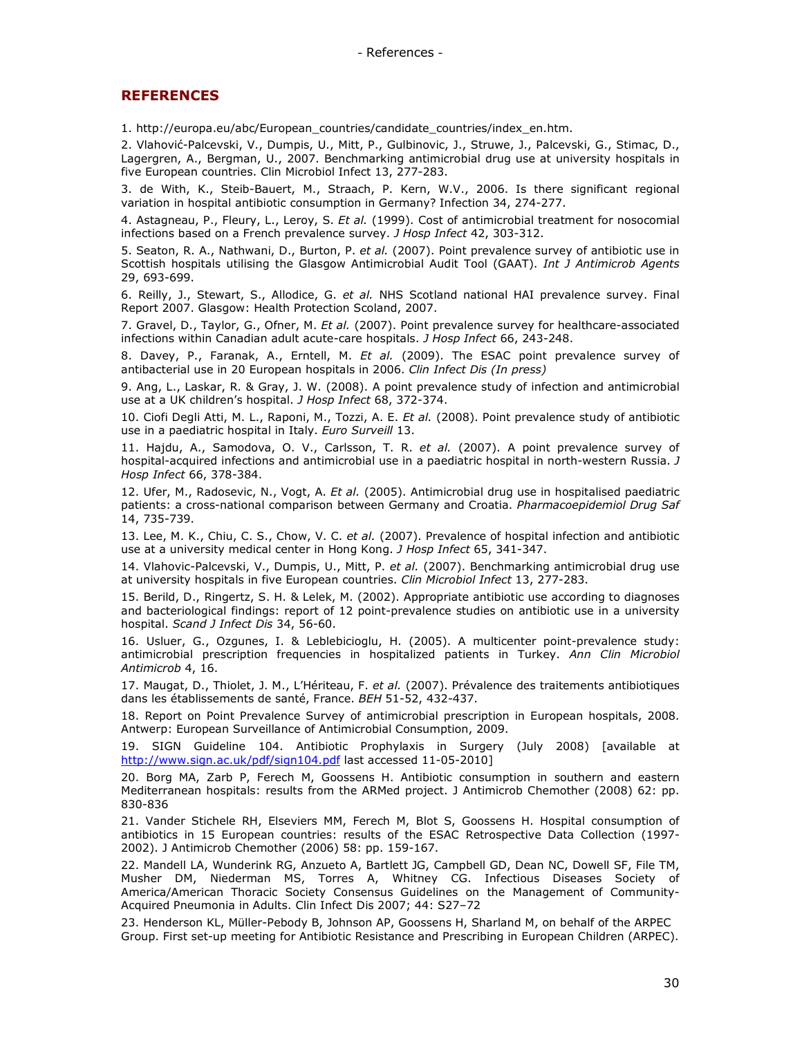## REFERENCES

1. http://europa.eu/abc/European_countries/candidate_countries/index_en.htm.

2. Vlahović-Palcevski, V., Dumpis, U., Mitt, P., Gulbinovic, J., Struwe, J., Palcevski, G., Stimac, D., Lagergren, A., Bergman, U., 2007. Benchmarking antimicrobial drug use at university hospitals in five European countries. Clin Microbiol Infect 13, 277-283.

3. de With, K., Steib-Bauert, M., Straach, P. Kern, W.V., 2006. Is there significant regional variation in hospital antibiotic consumption in Germany? Infection 34, 274-277.

4. Astagneau, P., Fleury, L., Leroy, S. *Et al.* (1999). Cost of antimicrobial treatment for nosocomial infections based on a French prevalence survey. *J Hosp Infect* 42, 303-312.

5. Seaton, R. A., Nathwani, D., Burton, P. *et al.* (2007). Point prevalence survey of antibiotic use in Scottish hospitals utilising the Glasgow Antimicrobial Audit Tool (GAAT). *Int J Antimicrob Agents* 29, 693-699.

6. Reilly, J., Stewart, S., Allodice, G. *et al.* NHS Scotland national HAI prevalence survey. Final Report 2007. Glasgow: Health Protection Scoland, 2007.

7. Gravel, D., Taylor, G., Ofner, M. *Et al.* (2007). Point prevalence survey for healthcare-associated infections within Canadian adult acute-care hospitals. *J Hosp Infect* 66, 243-248.

8. Davey, P., Faranak, A., Erntell, M. *Et al.* (2009). The ESAC point prevalence survey of antibacterial use in 20 European hospitals in 2006. *Clin Infect Dis (In press)*

9. Ang, L., Laskar, R. & Gray, J. W. (2008). A point prevalence study of infection and antimicrobial use at a UK children's hospital. *J Hosp Infect* 68, 372-374.

10. Ciofi Degli Atti, M. L., Raponi, M., Tozzi, A. E. *Et al.* (2008). Point prevalence study of antibiotic use in a paediatric hospital in Italy. *Euro Surveill* 13.

11. Hajdu, A., Samodova, O. V., Carlsson, T. R. *et al.* (2007). A point prevalence survey of hospital-acquired infections and antimicrobial use in a paediatric hospital in north-western Russia. *J Hosp Infect* 66, 378-384.

12. Ufer, M., Radosevic, N., Vogt, A. *Et al.* (2005). Antimicrobial drug use in hospitalised paediatric patients: a cross-national comparison between Germany and Croatia. *Pharmacoepidemiol Drug Saf* 14, 735-739.

13. Lee, M. K., Chiu, C. S., Chow, V. C. *et al.* (2007). Prevalence of hospital infection and antibiotic use at a university medical center in Hong Kong. *J Hosp Infect* 65, 341-347.

14. Vlahovic-Palcevski, V., Dumpis, U., Mitt, P. *et al.* (2007). Benchmarking antimicrobial drug use at university hospitals in five European countries. *Clin Microbiol Infect* 13, 277-283.

15. Berild, D., Ringertz, S. H. & Lelek, M. (2002). Appropriate antibiotic use according to diagnoses and bacteriological findings: report of 12 point-prevalence studies on antibiotic use in a university hospital. *Scand J Infect Dis* 34, 56-60.

16. Usluer, G., Ozgunes, I. & Leblebicioglu, H. (2005). A multicenter point-prevalence study: antimicrobial prescription frequencies in hospitalized patients in Turkey. *Ann Clin Microbiol Antimicrob* 4, 16.

17. Maugat, D., Thiolet, J. M., L'Hériteau, F. *et al.* (2007). Prévalence des traitements antibiotiques dans les établissements de santé, France. *BEH* 51-52, 432-437.

18. Report on Point Prevalence Survey of antimicrobial prescription in European hospitals, 2008. Antwerp: European Surveillance of Antimicrobial Consumption, 2009.

19. SIGN Guideline 104. Antibiotic Prophylaxis in Surgery (July 2008) [available at http://www.sign.ac.uk/pdf/sign104.pdf last accessed 11-05-2010]

20. Borg MA, Zarb P, Ferech M, Goossens H. Antibiotic consumption in southern and eastern Mediterranean hospitals: results from the ARMed project. J Antimicrob Chemother (2008) 62: pp. 830-836

21. Vander Stichele RH, Elseviers MM, Ferech M, Blot S, Goossens H. Hospital consumption of antibiotics in 15 European countries: results of the ESAC Retrospective Data Collection (1997-2002). J Antimicrob Chemother (2006) 58: pp. 159-167.

22. Mandell LA, Wunderink RG, Anzueto A, Bartlett JG, Campbell GD, Dean NC, Dowell SF, File TM, Musher DM, Niederman MS, Torres A, Whitney CG. Infectious Diseases Society of America/American Thoracic Society Consensus Guidelines on the Management of Community-Acquired Pneumonia in Adults. Clin Infect Dis 2007; 44: S27–72

23. Henderson KL, Müller-Pebody B, Johnson AP, Goossens H, Sharland M, on behalf of the ARPEC Group. First set-up meeting for Antibiotic Resistance and Prescribing in European Children (ARPEC).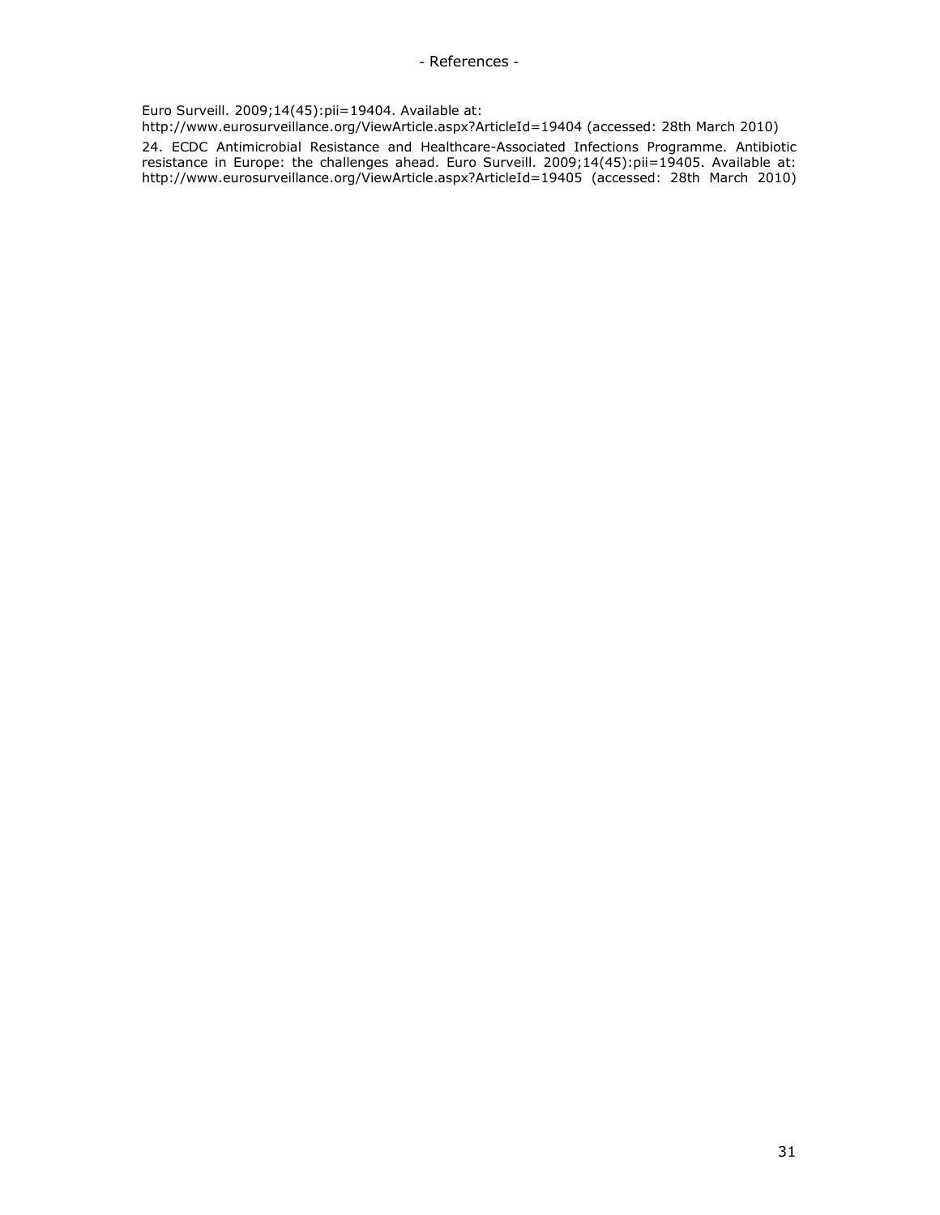Euro Surveill. 2009;14(45):pii=19404. Available at: http://www.eurosurveillance.org/ViewArticle.aspx?ArticleId=19404 (accessed: 28th March 2010)

24. ECDC Antimicrobial Resistance and Healthcare-Associated Infections Programme. Antibiotic resistance in Europe: the challenges ahead. Euro Surveill. 2009;14(45):pii=19405. Available at: http://www.eurosurveillance.org/ViewArticle.aspx?ArticleId=19405 (accessed: 28th March 2010)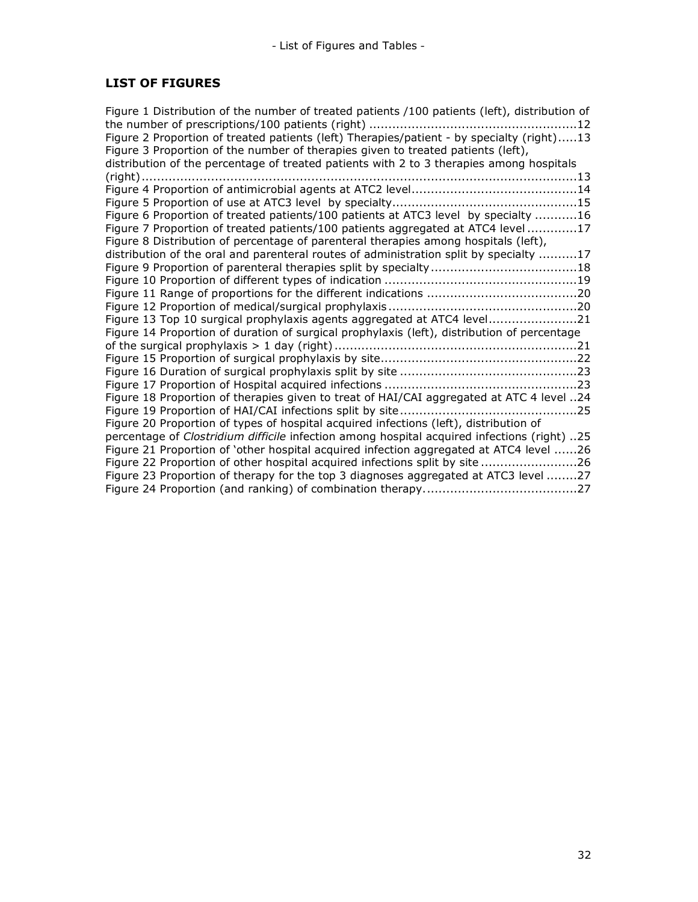## LIST OF FIGURES

Figure 1 Distribution of the number of treated patients /100 patients (left), distribution of the number of prescriptions/100 patients (right) ......................................................12
Figure 2 Proportion of treated patients (left) Therapies/patient - by specialty (right).....13
Figure 3 Proportion of the number of therapies given to treated patients (left), distribution of the percentage of treated patients with 2 to 3 therapies among hospitals (right) ..................................................................................................................13
Figure 4 Proportion of antimicrobial agents at ATC2 level...........................................14
Figure 5 Proportion of use at ATC3 level by specialty...............................................15
Figure 6 Proportion of treated patients/100 patients at ATC3 level by specialty ...........16
Figure 7 Proportion of treated patients/100 patients aggregated at ATC4 level .............17
Figure 8 Distribution of percentage of parenteral therapies among hospitals (left), distribution of the oral and parenteral routes of administration split by specialty ..........17
Figure 9 Proportion of parenteral therapies split by specialty......................................18
Figure 10 Proportion of different types of indication .................................................19
Figure 11 Range of proportions for the different indications .......................................20
Figure 12 Proportion of medical/surgical prophylaxis.................................................20
Figure 13 Top 10 surgical prophylaxis agents aggregated at ATC4 level.......................21
Figure 14 Proportion of duration of surgical prophylaxis (left), distribution of percentage of the surgical prophylaxis > 1 day (right) ..............................................................21
Figure 15 Proportion of surgical prophylaxis by site..................................................22
Figure 16 Duration of surgical prophylaxis split by site .............................................23
Figure 17 Proportion of Hospital acquired infections .................................................23
Figure 18 Proportion of therapies given to treat of HAI/CAI aggregated at ATC 4 level ..24
Figure 19 Proportion of HAI/CAI infections split by site.............................................25
Figure 20 Proportion of types of hospital acquired infections (left), distribution of percentage of *Clostridium difficile* infection among hospital acquired infections (right) ..25
Figure 21 Proportion of 'other hospital acquired infection aggregated at ATC4 level ......26
Figure 22 Proportion of other hospital acquired infections split by site .........................26
Figure 23 Proportion of therapy for the top 3 diagnoses aggregated at ATC3 level ........27
Figure 24 Proportion (and ranking) of combination therapy........................................27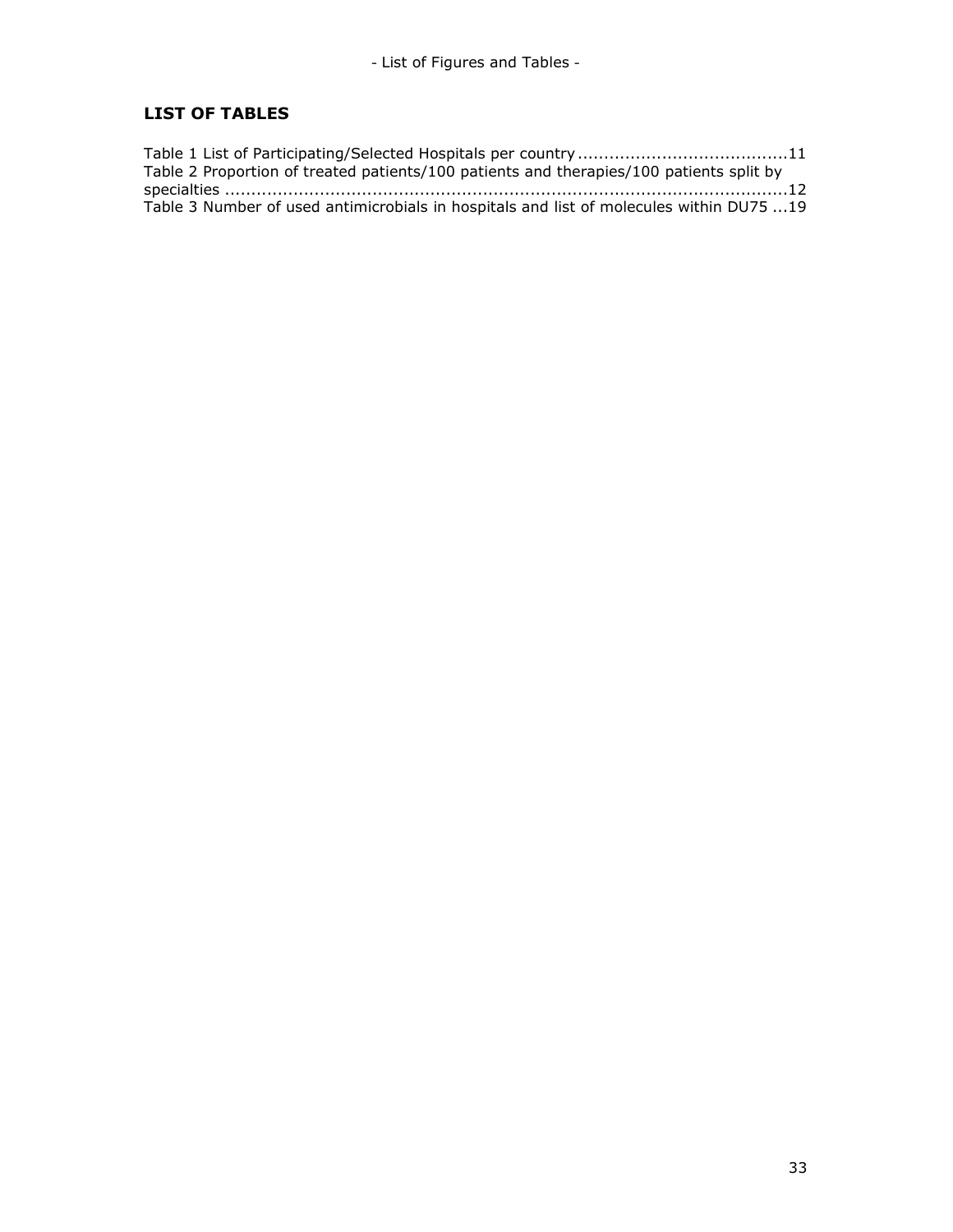## LIST OF TABLES

Table 1 List of Participating/Selected Hospitals per country .......................................11
Table 2 Proportion of treated patients/100 patients and therapies/100 patients split by specialties .............................................................................................................12
Table 3 Number of used antimicrobials in hospitals and list of molecules within DU75 ...19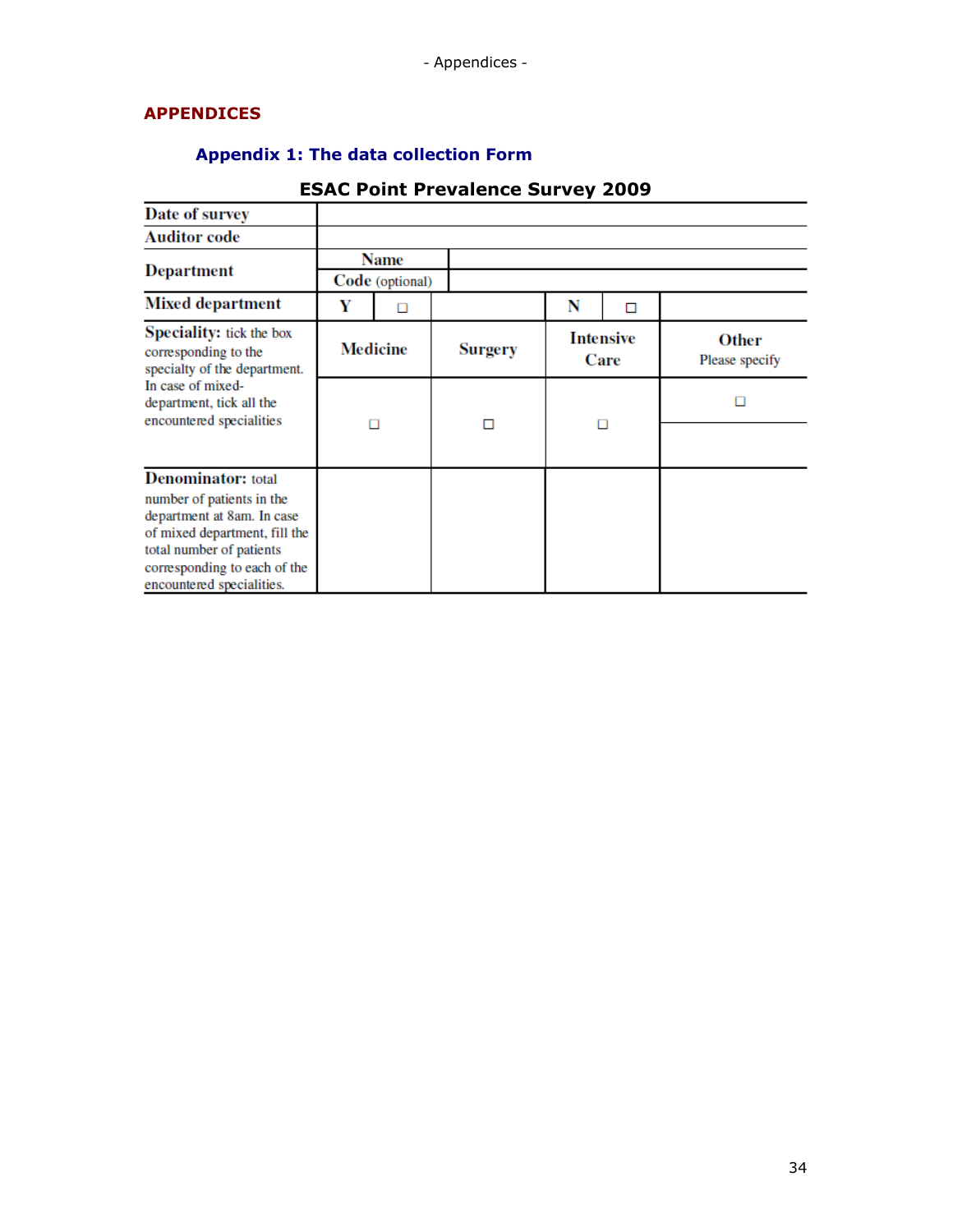# APPENDICES

## Appendix 1: The data collection Form

**ESAC Point Prevalence Survey 2009**

| | | | | | | |
|---|---|---|---|---|---|---|
| **Date of survey** | | | | | | |
| **Auditor code** | | | | | | |
| **Department** | **Name** | | | | | |
| | **Code** (optional) | | | | | |
| **Mixed department** | **Y** | ☐ | | **N** | ☐ | |
| **Speciality:** tick the box corresponding to the specialty of the department. In case of mixed-department, tick all the encountered specialities | **Medicine** | | **Surgery** | **Intensive Care** | | **Other** Please specify |
| | ☐ | | ☐ | ☐ | | ☐ |
| **Denominator:** total number of patients in the department at 8am. In case of mixed department, fill the total number of patients corresponding to each of the encountered specialities. | | | | | | |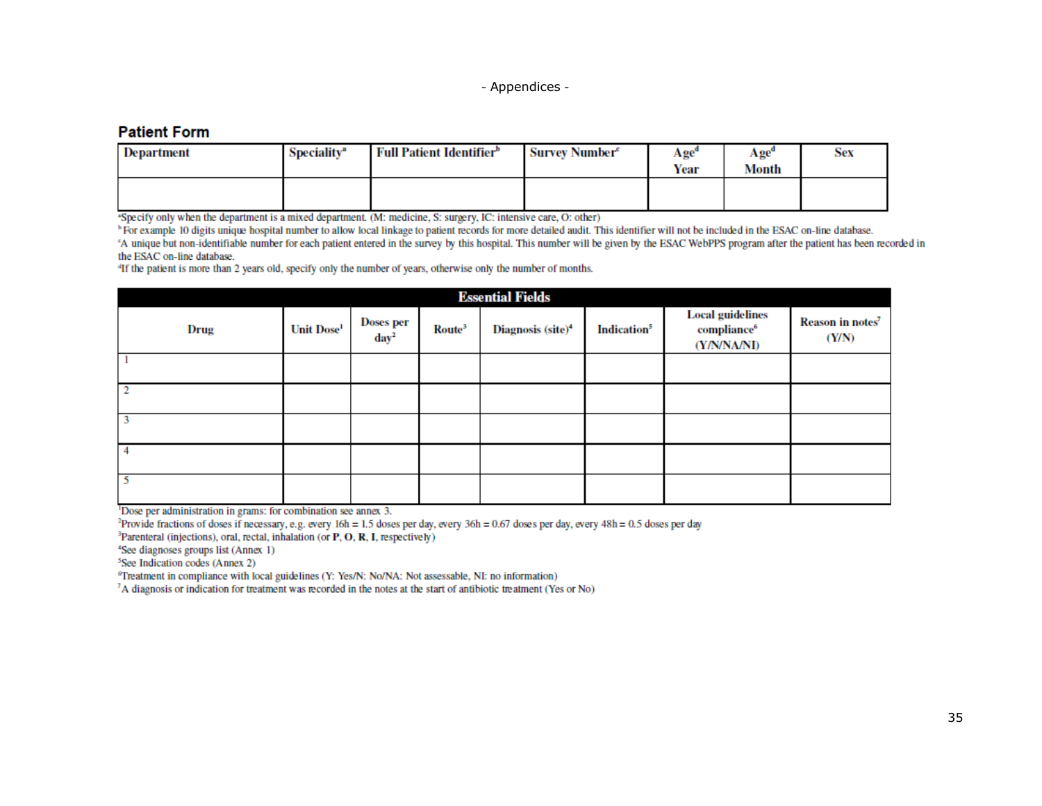## Patient Form

| Department | Speciality[a] | Full Patient Identifier[b] | Survey Number[c] | Age[d] Year | Age[d] Month | Sex |
|---|---|---|---|---|---|---|
| | | | | | | |

[a]Specify only when the department is a mixed department. (M: medicine, S: surgery, IC: intensive care, O: other)
[b] For example 10 digits unique hospital number to allow local linkage to patient records for more detailed audit. This identifier will not be included in the ESAC on-line database.
[c]A unique but non-identifiable number for each patient entered in the survey by this hospital. This number will be given by the ESAC WebPPS program after the patient has been recorded in the ESAC on-line database.
[d]If the patient is more than 2 years old, specify only the number of years, otherwise only the number of months.

| **Essential Fields** | | | | | | | |
|---|---|---|---|---|---|---|---|
| **Drug** | **Unit Dose[1]** | **Doses per day[2]** | **Route[3]** | **Diagnosis (site)[4]** | **Indication[5]** | **Local guidelines compliance[6] (Y/N/NA/NI)** | **Reason in notes[7] (Y/N)** |
| 1 | | | | | | | |
| 2 | | | | | | | |
| 3 | | | | | | | |
| 4 | | | | | | | |
| 5 | | | | | | | |

[1]Dose per administration in grams: for combination see annex 3.
[2]Provide fractions of doses if necessary, e.g. every 16h = 1.5 doses per day, every 36h = 0.67 doses per day, every 48h = 0.5 doses per day
[3]Parenteral (injections), oral, rectal, inhalation (or **P**, **O**, **R**, **I**, respectively)
[4]See diagnoses groups list (Annex 1)
[5]See Indication codes (Annex 2)
[6]Treatment in compliance with local guidelines (Y: Yes/N: No/NA: Not assessable, NI: no information)
[7]A diagnosis or indication for treatment was recorded in the notes at the start of antibiotic treatment (Yes or No)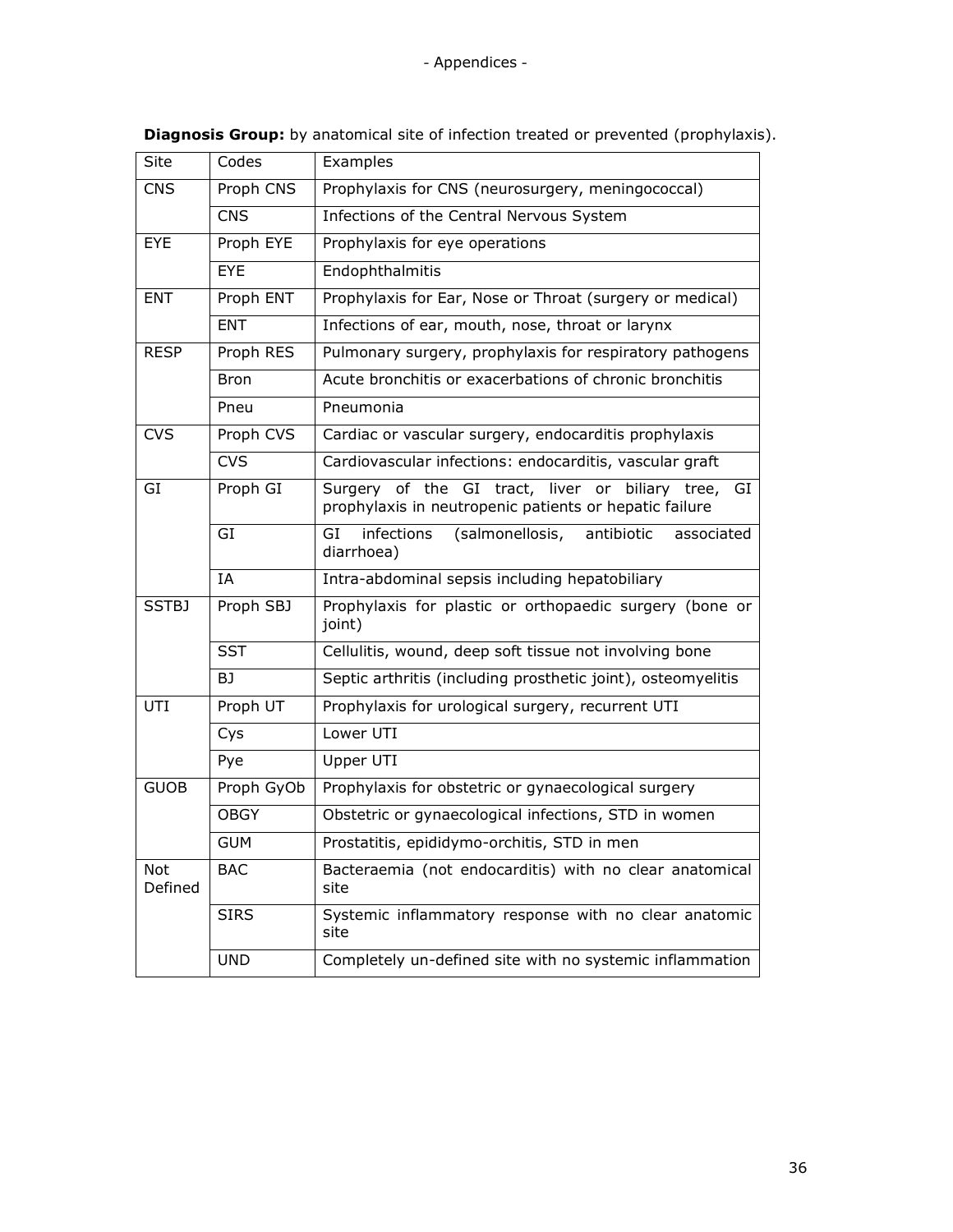**Diagnosis Group:** by anatomical site of infection treated or prevented (prophylaxis).

| Site | Codes | Examples |
|---|---|---|
| CNS | Proph CNS | Prophylaxis for CNS (neurosurgery, meningococcal) |
| | CNS | Infections of the Central Nervous System |
| EYE | Proph EYE | Prophylaxis for eye operations |
| | EYE | Endophthalmitis |
| ENT | Proph ENT | Prophylaxis for Ear, Nose or Throat (surgery or medical) |
| | ENT | Infections of ear, mouth, nose, throat or larynx |
| RESP | Proph RES | Pulmonary surgery, prophylaxis for respiratory pathogens |
| | Bron | Acute bronchitis or exacerbations of chronic bronchitis |
| | Pneu | Pneumonia |
| CVS | Proph CVS | Cardiac or vascular surgery, endocarditis prophylaxis |
| | CVS | Cardiovascular infections: endocarditis, vascular graft |
| GI | Proph GI | Surgery of the GI tract, liver or biliary tree, GI prophylaxis in neutropenic patients or hepatic failure |
| | GI | GI infections (salmonellosis, antibiotic associated diarrhoea) |
| | IA | Intra-abdominal sepsis including hepatobiliary |
| SSTBJ | Proph SBJ | Prophylaxis for plastic or orthopaedic surgery (bone or joint) |
| | SST | Cellulitis, wound, deep soft tissue not involving bone |
| | BJ | Septic arthritis (including prosthetic joint), osteomyelitis |
| UTI | Proph UT | Prophylaxis for urological surgery, recurrent UTI |
| | Cys | Lower UTI |
| | Pye | Upper UTI |
| GUOB | Proph GyOb | Prophylaxis for obstetric or gynaecological surgery |
| | OBGY | Obstetric or gynaecological infections, STD in women |
| | GUM | Prostatitis, epididymo-orchitis, STD in men |
| Not Defined | BAC | Bacteraemia (not endocarditis) with no clear anatomical site |
| | SIRS | Systemic inflammatory response with no clear anatomic site |
| | UND | Completely un-defined site with no systemic inflammation |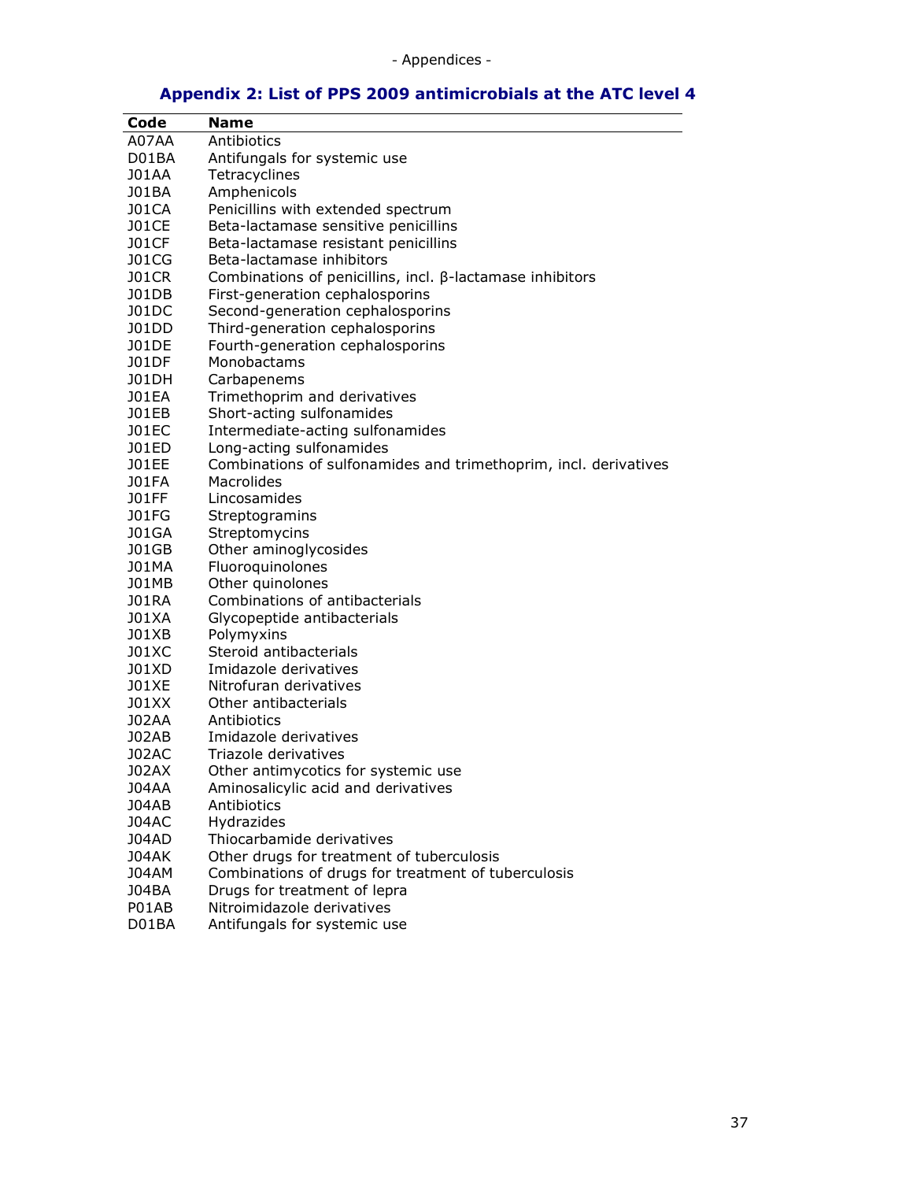## Appendix 2: List of PPS 2009 antimicrobials at the ATC level 4

| Code | Name |
|---|---|
| A07AA | Antibiotics |
| D01BA | Antifungals for systemic use |
| J01AA | Tetracyclines |
| J01BA | Amphenicols |
| J01CA | Penicillins with extended spectrum |
| J01CE | Beta-lactamase sensitive penicillins |
| J01CF | Beta-lactamase resistant penicillins |
| J01CG | Beta-lactamase inhibitors |
| J01CR | Combinations of penicillins, incl. β-lactamase inhibitors |
| J01DB | First-generation cephalosporins |
| J01DC | Second-generation cephalosporins |
| J01DD | Third-generation cephalosporins |
| J01DE | Fourth-generation cephalosporins |
| J01DF | Monobactams |
| J01DH | Carbapenems |
| J01EA | Trimethoprim and derivatives |
| J01EB | Short-acting sulfonamides |
| J01EC | Intermediate-acting sulfonamides |
| J01ED | Long-acting sulfonamides |
| J01EE | Combinations of sulfonamides and trimethoprim, incl. derivatives |
| J01FA | Macrolides |
| J01FF | Lincosamides |
| J01FG | Streptogramins |
| J01GA | Streptomycins |
| J01GB | Other aminoglycosides |
| J01MA | Fluoroquinolones |
| J01MB | Other quinolones |
| J01RA | Combinations of antibacterials |
| J01XA | Glycopeptide antibacterials |
| J01XB | Polymyxins |
| J01XC | Steroid antibacterials |
| J01XD | Imidazole derivatives |
| J01XE | Nitrofuran derivatives |
| J01XX | Other antibacterials |
| J02AA | Antibiotics |
| J02AB | Imidazole derivatives |
| J02AC | Triazole derivatives |
| J02AX | Other antimycotics for systemic use |
| J04AA | Aminosalicylic acid and derivatives |
| J04AB | Antibiotics |
| J04AC | Hydrazides |
| J04AD | Thiocarbamide derivatives |
| J04AK | Other drugs for treatment of tuberculosis |
| J04AM | Combinations of drugs for treatment of tuberculosis |
| J04BA | Drugs for treatment of lepra |
| P01AB | Nitroimidazole derivatives |
| D01BA | Antifungals for systemic use |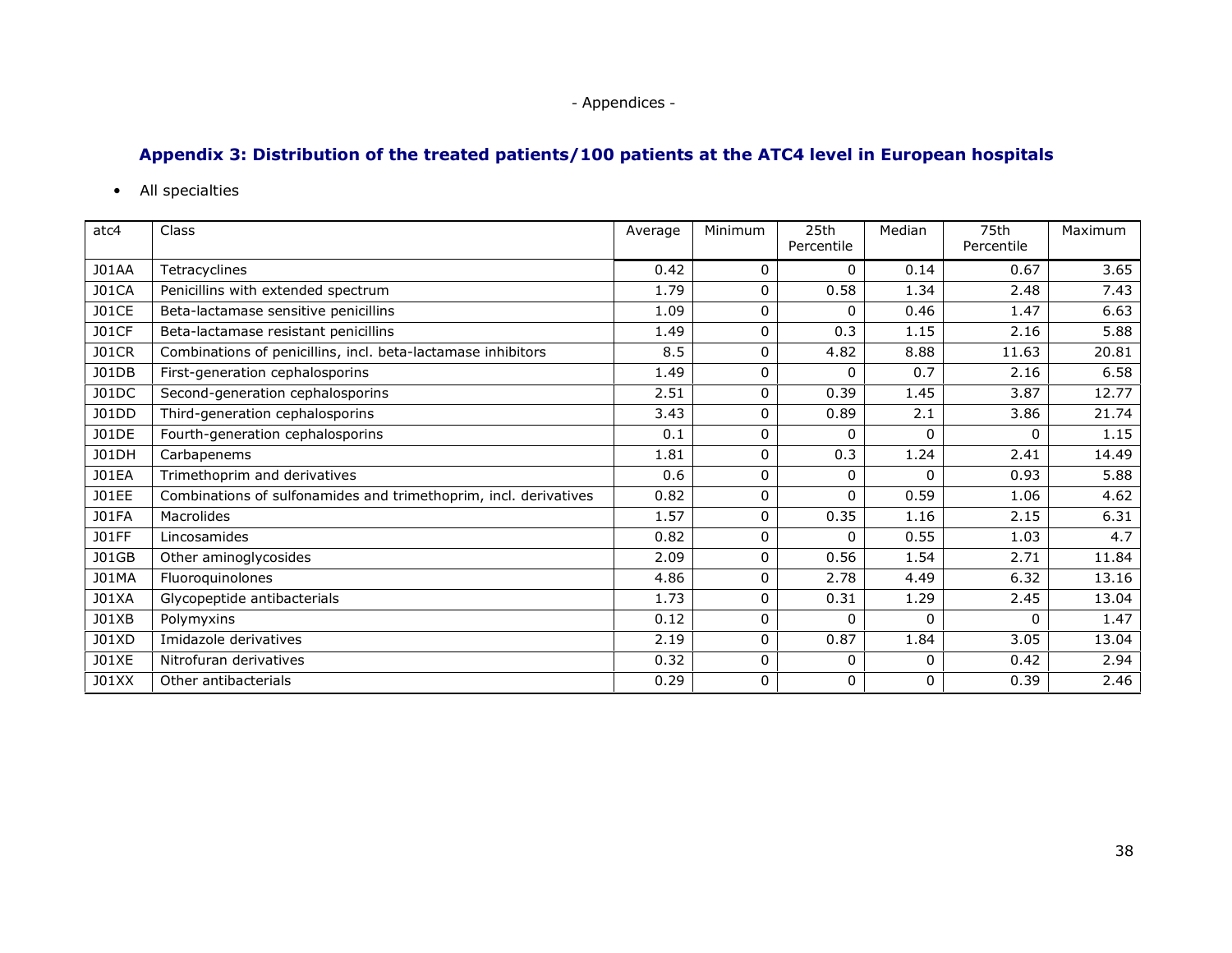## Appendix 3: Distribution of the treated patients/100 patients at the ATC4 level in European hospitals

- All specialties

| atc4 | Class | Average | Minimum | 25th Percentile | Median | 75th Percentile | Maximum |
|---|---|---|---|---|---|---|---|
| J01AA | Tetracyclines | 0.42 | 0 | 0 | 0.14 | 0.67 | 3.65 |
| J01CA | Penicillins with extended spectrum | 1.79 | 0 | 0.58 | 1.34 | 2.48 | 7.43 |
| J01CE | Beta-lactamase sensitive penicillins | 1.09 | 0 | 0 | 0.46 | 1.47 | 6.63 |
| J01CF | Beta-lactamase resistant penicillins | 1.49 | 0 | 0.3 | 1.15 | 2.16 | 5.88 |
| J01CR | Combinations of penicillins, incl. beta-lactamase inhibitors | 8.5 | 0 | 4.82 | 8.88 | 11.63 | 20.81 |
| J01DB | First-generation cephalosporins | 1.49 | 0 | 0 | 0.7 | 2.16 | 6.58 |
| J01DC | Second-generation cephalosporins | 2.51 | 0 | 0.39 | 1.45 | 3.87 | 12.77 |
| J01DD | Third-generation cephalosporins | 3.43 | 0 | 0.89 | 2.1 | 3.86 | 21.74 |
| J01DE | Fourth-generation cephalosporins | 0.1 | 0 | 0 | 0 | 0 | 1.15 |
| J01DH | Carbapenems | 1.81 | 0 | 0.3 | 1.24 | 2.41 | 14.49 |
| J01EA | Trimethoprim and derivatives | 0.6 | 0 | 0 | 0 | 0.93 | 5.88 |
| J01EE | Combinations of sulfonamides and trimethoprim, incl. derivatives | 0.82 | 0 | 0 | 0.59 | 1.06 | 4.62 |
| J01FA | Macrolides | 1.57 | 0 | 0.35 | 1.16 | 2.15 | 6.31 |
| J01FF | Lincosamides | 0.82 | 0 | 0 | 0.55 | 1.03 | 4.7 |
| J01GB | Other aminoglycosides | 2.09 | 0 | 0.56 | 1.54 | 2.71 | 11.84 |
| J01MA | Fluoroquinolones | 4.86 | 0 | 2.78 | 4.49 | 6.32 | 13.16 |
| J01XA | Glycopeptide antibacterials | 1.73 | 0 | 0.31 | 1.29 | 2.45 | 13.04 |
| J01XB | Polymyxins | 0.12 | 0 | 0 | 0 | 0 | 1.47 |
| J01XD | Imidazole derivatives | 2.19 | 0 | 0.87 | 1.84 | 3.05 | 13.04 |
| J01XE | Nitrofuran derivatives | 0.32 | 0 | 0 | 0 | 0.42 | 2.94 |
| J01XX | Other antibacterials | 0.29 | 0 | 0 | 0 | 0.39 | 2.46 |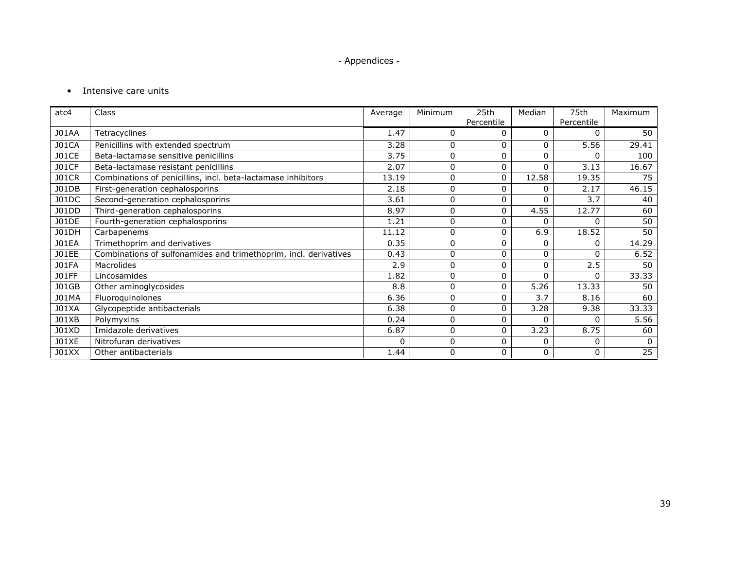- Intensive care units

| atc4 | Class | Average | Minimum | 25th Percentile | Median | 75th Percentile | Maximum |
|---|---|---|---|---|---|---|---|
| J01AA | Tetracyclines | 1.47 | 0 | 0 | 0 | 0 | 50 |
| J01CA | Penicillins with extended spectrum | 3.28 | 0 | 0 | 0 | 5.56 | 29.41 |
| J01CE | Beta-lactamase sensitive penicillins | 3.75 | 0 | 0 | 0 | 0 | 100 |
| J01CF | Beta-lactamase resistant penicillins | 2.07 | 0 | 0 | 0 | 3.13 | 16.67 |
| J01CR | Combinations of penicillins, incl. beta-lactamase inhibitors | 13.19 | 0 | 0 | 12.58 | 19.35 | 75 |
| J01DB | First-generation cephalosporins | 2.18 | 0 | 0 | 0 | 2.17 | 46.15 |
| J01DC | Second-generation cephalosporins | 3.61 | 0 | 0 | 0 | 3.7 | 40 |
| J01DD | Third-generation cephalosporins | 8.97 | 0 | 0 | 4.55 | 12.77 | 60 |
| J01DE | Fourth-generation cephalosporins | 1.21 | 0 | 0 | 0 | 0 | 50 |
| J01DH | Carbapenems | 11.12 | 0 | 0 | 6.9 | 18.52 | 50 |
| J01EA | Trimethoprim and derivatives | 0.35 | 0 | 0 | 0 | 0 | 14.29 |
| J01EE | Combinations of sulfonamides and trimethoprim, incl. derivatives | 0.43 | 0 | 0 | 0 | 0 | 6.52 |
| J01FA | Macrolides | 2.9 | 0 | 0 | 0 | 2.5 | 50 |
| J01FF | Lincosamides | 1.82 | 0 | 0 | 0 | 0 | 33.33 |
| J01GB | Other aminoglycosides | 8.8 | 0 | 0 | 5.26 | 13.33 | 50 |
| J01MA | Fluoroquinolones | 6.36 | 0 | 0 | 3.7 | 8.16 | 60 |
| J01XA | Glycopeptide antibacterials | 6.38 | 0 | 0 | 3.28 | 9.38 | 33.33 |
| J01XB | Polymyxins | 0.24 | 0 | 0 | 0 | 0 | 5.56 |
| J01XD | Imidazole derivatives | 6.87 | 0 | 0 | 3.23 | 8.75 | 60 |
| J01XE | Nitrofuran derivatives | 0 | 0 | 0 | 0 | 0 | 0 |
| J01XX | Other antibacterials | 1.44 | 0 | 0 | 0 | 0 | 25 |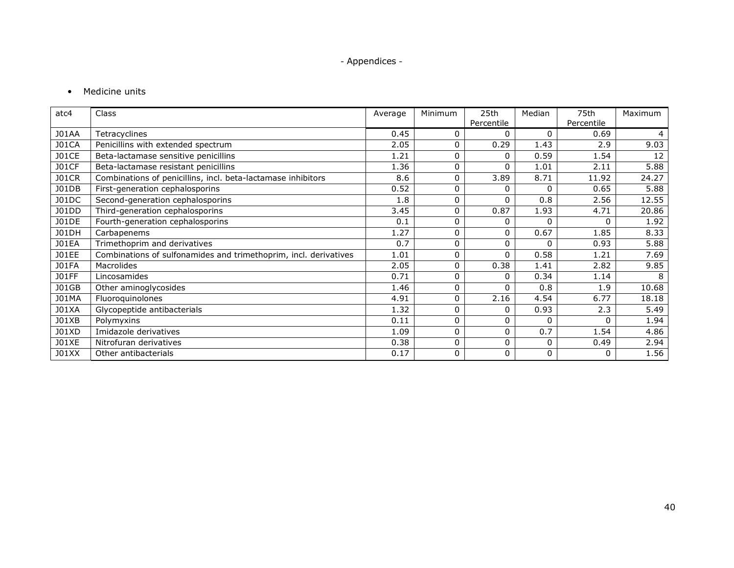- Appendices -

- Medicine units

| atc4 | Class | Average | Minimum | 25th Percentile | Median | 75th Percentile | Maximum |
|---|---|---|---|---|---|---|---|
| J01AA | Tetracyclines | 0.45 | 0 | 0 | 0 | 0.69 | 4 |
| J01CA | Penicillins with extended spectrum | 2.05 | 0 | 0.29 | 1.43 | 2.9 | 9.03 |
| J01CE | Beta-lactamase sensitive penicillins | 1.21 | 0 | 0 | 0.59 | 1.54 | 12 |
| J01CF | Beta-lactamase resistant penicillins | 1.36 | 0 | 0 | 1.01 | 2.11 | 5.88 |
| J01CR | Combinations of penicillins, incl. beta-lactamase inhibitors | 8.6 | 0 | 3.89 | 8.71 | 11.92 | 24.27 |
| J01DB | First-generation cephalosporins | 0.52 | 0 | 0 | 0 | 0.65 | 5.88 |
| J01DC | Second-generation cephalosporins | 1.8 | 0 | 0 | 0.8 | 2.56 | 12.55 |
| J01DD | Third-generation cephalosporins | 3.45 | 0 | 0.87 | 1.93 | 4.71 | 20.86 |
| J01DE | Fourth-generation cephalosporins | 0.1 | 0 | 0 | 0 | 0 | 1.92 |
| J01DH | Carbapenems | 1.27 | 0 | 0 | 0.67 | 1.85 | 8.33 |
| J01EA | Trimethoprim and derivatives | 0.7 | 0 | 0 | 0 | 0.93 | 5.88 |
| J01EE | Combinations of sulfonamides and trimethoprim, incl. derivatives | 1.01 | 0 | 0 | 0.58 | 1.21 | 7.69 |
| J01FA | Macrolides | 2.05 | 0 | 0.38 | 1.41 | 2.82 | 9.85 |
| J01FF | Lincosamides | 0.71 | 0 | 0 | 0.34 | 1.14 | 8 |
| J01GB | Other aminoglycosides | 1.46 | 0 | 0 | 0.8 | 1.9 | 10.68 |
| J01MA | Fluoroquinolones | 4.91 | 0 | 2.16 | 4.54 | 6.77 | 18.18 |
| J01XA | Glycopeptide antibacterials | 1.32 | 0 | 0 | 0.93 | 2.3 | 5.49 |
| J01XB | Polymyxins | 0.11 | 0 | 0 | 0 | 0 | 1.94 |
| J01XD | Imidazole derivatives | 1.09 | 0 | 0 | 0.7 | 1.54 | 4.86 |
| J01XE | Nitrofuran derivatives | 0.38 | 0 | 0 | 0 | 0.49 | 2.94 |
| J01XX | Other antibacterials | 0.17 | 0 | 0 | 0 | 0 | 1.56 |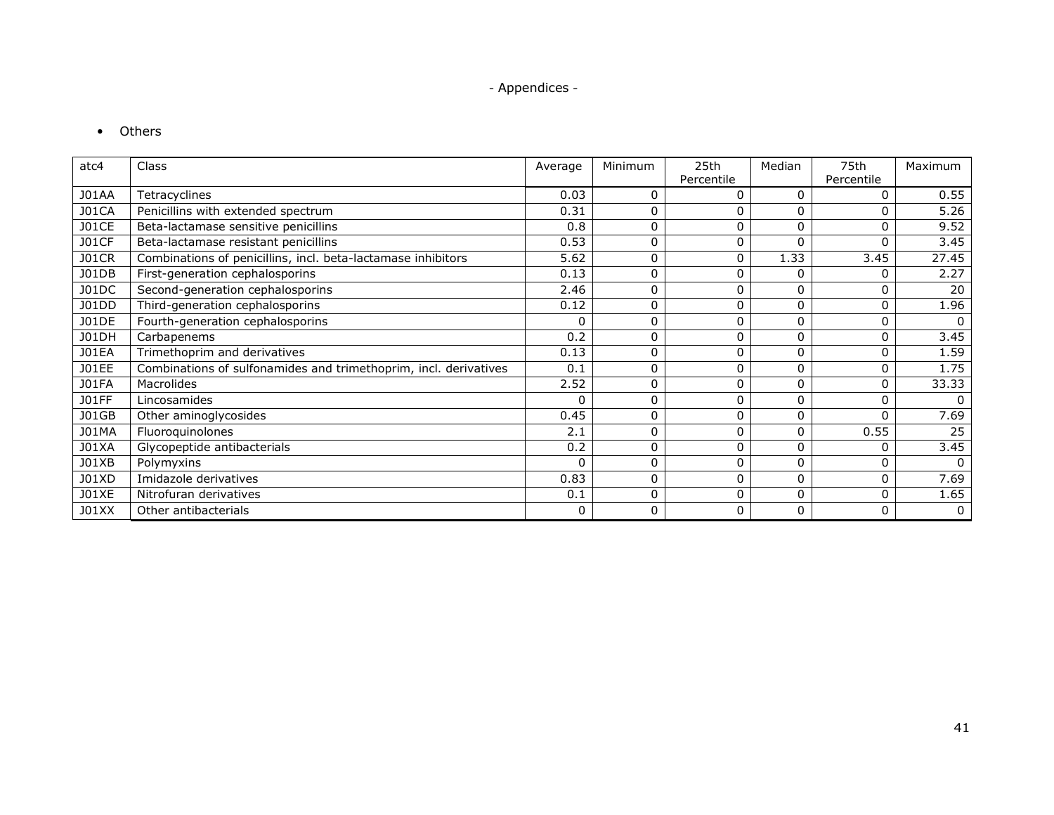- Others

| atc4 | Class | Average | Minimum | 25th Percentile | Median | 75th Percentile | Maximum |
|---|---|---|---|---|---|---|---|
| J01AA | Tetracyclines | 0.03 | 0 | 0 | 0 | 0 | 0.55 |
| J01CA | Penicillins with extended spectrum | 0.31 | 0 | 0 | 0 | 0 | 5.26 |
| J01CE | Beta-lactamase sensitive penicillins | 0.8 | 0 | 0 | 0 | 0 | 9.52 |
| J01CF | Beta-lactamase resistant penicillins | 0.53 | 0 | 0 | 0 | 0 | 3.45 |
| J01CR | Combinations of penicillins, incl. beta-lactamase inhibitors | 5.62 | 0 | 0 | 1.33 | 3.45 | 27.45 |
| J01DB | First-generation cephalosporins | 0.13 | 0 | 0 | 0 | 0 | 2.27 |
| J01DC | Second-generation cephalosporins | 2.46 | 0 | 0 | 0 | 0 | 20 |
| J01DD | Third-generation cephalosporins | 0.12 | 0 | 0 | 0 | 0 | 1.96 |
| J01DE | Fourth-generation cephalosporins | 0 | 0 | 0 | 0 | 0 | 0 |
| J01DH | Carbapenems | 0.2 | 0 | 0 | 0 | 0 | 3.45 |
| J01EA | Trimethoprim and derivatives | 0.13 | 0 | 0 | 0 | 0 | 1.59 |
| J01EE | Combinations of sulfonamides and trimethoprim, incl. derivatives | 0.1 | 0 | 0 | 0 | 0 | 1.75 |
| J01FA | Macrolides | 2.52 | 0 | 0 | 0 | 0 | 33.33 |
| J01FF | Lincosamides | 0 | 0 | 0 | 0 | 0 | 0 |
| J01GB | Other aminoglycosides | 0.45 | 0 | 0 | 0 | 0 | 7.69 |
| J01MA | Fluoroquinolones | 2.1 | 0 | 0 | 0 | 0.55 | 25 |
| J01XA | Glycopeptide antibacterials | 0.2 | 0 | 0 | 0 | 0 | 3.45 |
| J01XB | Polymyxins | 0 | 0 | 0 | 0 | 0 | 0 |
| J01XD | Imidazole derivatives | 0.83 | 0 | 0 | 0 | 0 | 7.69 |
| J01XE | Nitrofuran derivatives | 0.1 | 0 | 0 | 0 | 0 | 1.65 |
| J01XX | Other antibacterials | 0 | 0 | 0 | 0 | 0 | 0 |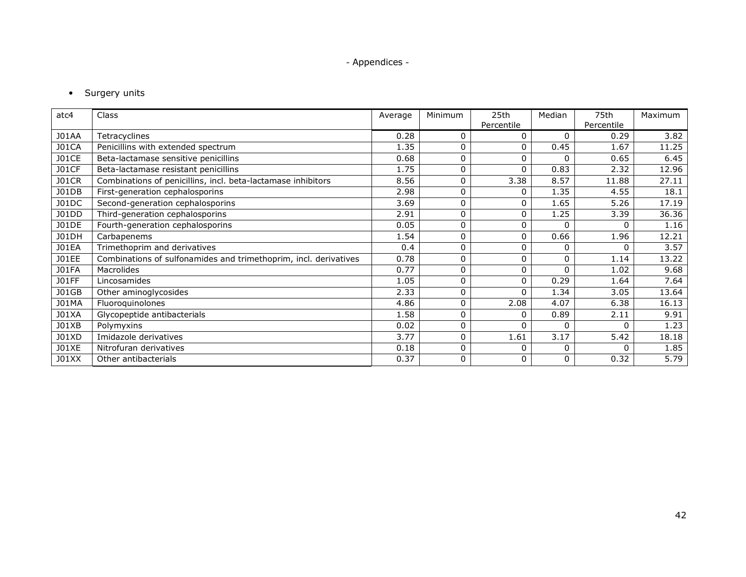- Surgery units

| atc4 | Class | Average | Minimum | 25th Percentile | Median | 75th Percentile | Maximum |
|---|---|---|---|---|---|---|---|
| J01AA | Tetracyclines | 0.28 | 0 | 0 | 0 | 0.29 | 3.82 |
| J01CA | Penicillins with extended spectrum | 1.35 | 0 | 0 | 0.45 | 1.67 | 11.25 |
| J01CE | Beta-lactamase sensitive penicillins | 0.68 | 0 | 0 | 0 | 0.65 | 6.45 |
| J01CF | Beta-lactamase resistant penicillins | 1.75 | 0 | 0 | 0.83 | 2.32 | 12.96 |
| J01CR | Combinations of penicillins, incl. beta-lactamase inhibitors | 8.56 | 0 | 3.38 | 8.57 | 11.88 | 27.11 |
| J01DB | First-generation cephalosporins | 2.98 | 0 | 0 | 1.35 | 4.55 | 18.1 |
| J01DC | Second-generation cephalosporins | 3.69 | 0 | 0 | 1.65 | 5.26 | 17.19 |
| J01DD | Third-generation cephalosporins | 2.91 | 0 | 0 | 1.25 | 3.39 | 36.36 |
| J01DE | Fourth-generation cephalosporins | 0.05 | 0 | 0 | 0 | 0 | 1.16 |
| J01DH | Carbapenems | 1.54 | 0 | 0 | 0.66 | 1.96 | 12.21 |
| J01EA | Trimethoprim and derivatives | 0.4 | 0 | 0 | 0 | 0 | 3.57 |
| J01EE | Combinations of sulfonamides and trimethoprim, incl. derivatives | 0.78 | 0 | 0 | 0 | 1.14 | 13.22 |
| J01FA | Macrolides | 0.77 | 0 | 0 | 0 | 1.02 | 9.68 |
| J01FF | Lincosamides | 1.05 | 0 | 0 | 0.29 | 1.64 | 7.64 |
| J01GB | Other aminoglycosides | 2.33 | 0 | 0 | 1.34 | 3.05 | 13.64 |
| J01MA | Fluoroquinolones | 4.86 | 0 | 2.08 | 4.07 | 6.38 | 16.13 |
| J01XA | Glycopeptide antibacterials | 1.58 | 0 | 0 | 0.89 | 2.11 | 9.91 |
| J01XB | Polymyxins | 0.02 | 0 | 0 | 0 | 0 | 1.23 |
| J01XD | Imidazole derivatives | 3.77 | 0 | 1.61 | 3.17 | 5.42 | 18.18 |
| J01XE | Nitrofuran derivatives | 0.18 | 0 | 0 | 0 | 0 | 1.85 |
| J01XX | Other antibacterials | 0.37 | 0 | 0 | 0 | 0.32 | 5.79 |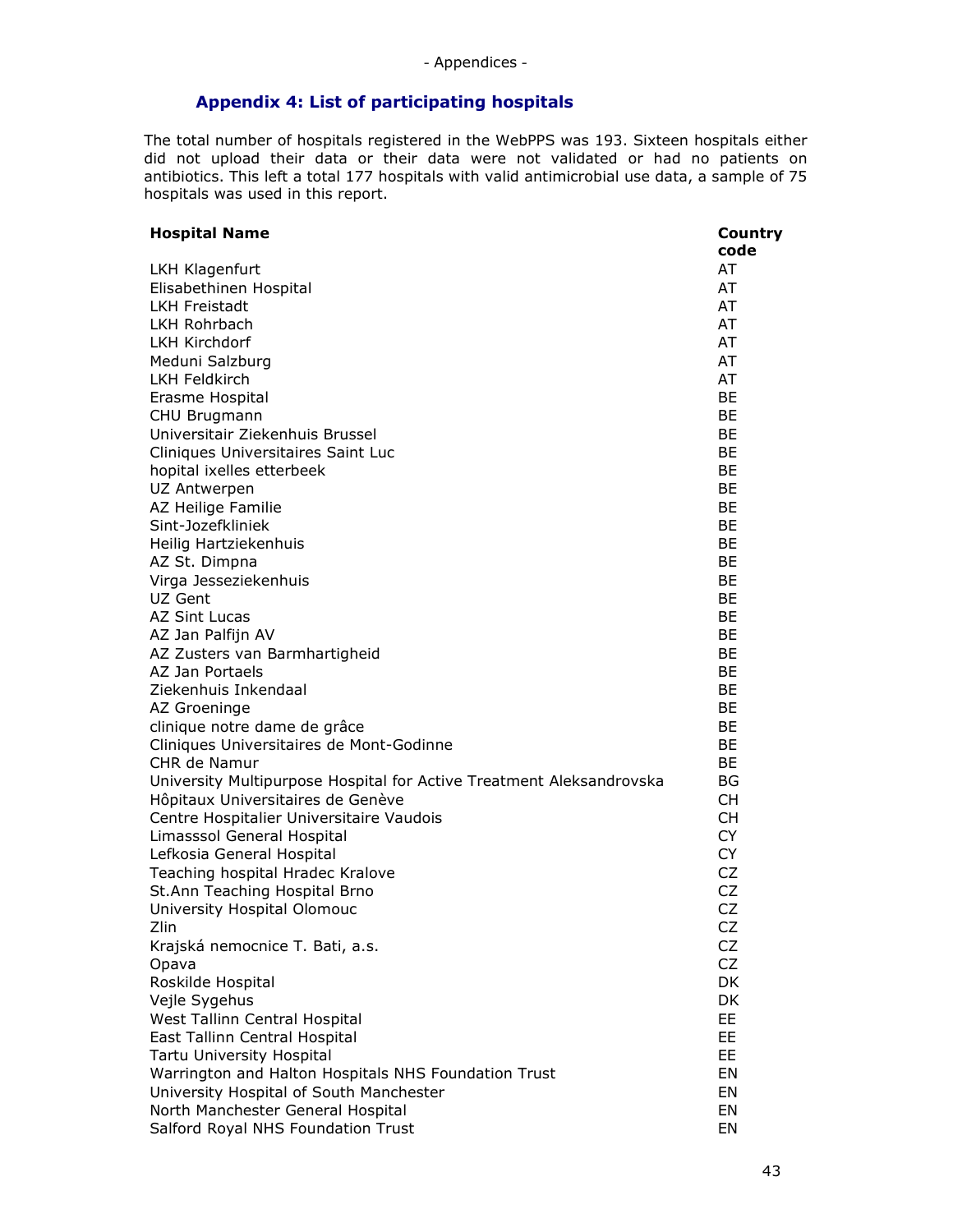## Appendix 4: List of participating hospitals

The total number of hospitals registered in the WebPPS was 193. Sixteen hospitals either did not upload their data or their data were not validated or had no patients on antibiotics. This left a total 177 hospitals with valid antimicrobial use data, a sample of 75 hospitals was used in this report.

| Hospital Name | Country code |
|---|---|
| LKH Klagenfurt | AT |
| Elisabethinen Hospital | AT |
| LKH Freistadt | AT |
| LKH Rohrbach | AT |
| LKH Kirchdorf | AT |
| Meduni Salzburg | AT |
| LKH Feldkirch | AT |
| Erasme Hospital | BE |
| CHU Brugmann | BE |
| Universitair Ziekenhuis Brussel | BE |
| Cliniques Universitaires Saint Luc | BE |
| hopital ixelles etterbeek | BE |
| UZ Antwerpen | BE |
| AZ Heilige Familie | BE |
| Sint-Jozefkliniek | BE |
| Heilig Hartziekenhuis | BE |
| AZ St. Dimpna | BE |
| Virga Jesseziekenhuis | BE |
| UZ Gent | BE |
| AZ Sint Lucas | BE |
| AZ Jan Palfijn AV | BE |
| AZ Zusters van Barmhartigheid | BE |
| AZ Jan Portaels | BE |
| Ziekenhuis Inkendaal | BE |
| AZ Groeninge | BE |
| clinique notre dame de grâce | BE |
| Cliniques Universitaires de Mont-Godinne | BE |
| CHR de Namur | BE |
| University Multipurpose Hospital for Active Treatment Aleksandrovska | BG |
| Hôpitaux Universitaires de Genève | CH |
| Centre Hospitalier Universitaire Vaudois | CH |
| Limasssol General Hospital | CY |
| Lefkosia General Hospital | CY |
| Teaching hospital Hradec Kralove | CZ |
| St.Ann Teaching Hospital Brno | CZ |
| University Hospital Olomouc | CZ |
| Zlin | CZ |
| Krajská nemocnice T. Bati, a.s. | CZ |
| Opava | CZ |
| Roskilde Hospital | DK |
| Vejle Sygehus | DK |
| West Tallinn Central Hospital | EE |
| East Tallinn Central Hospital | EE |
| Tartu University Hospital | EE |
| Warrington and Halton Hospitals NHS Foundation Trust | EN |
| University Hospital of South Manchester | EN |
| North Manchester General Hospital | EN |
| Salford Royal NHS Foundation Trust | EN |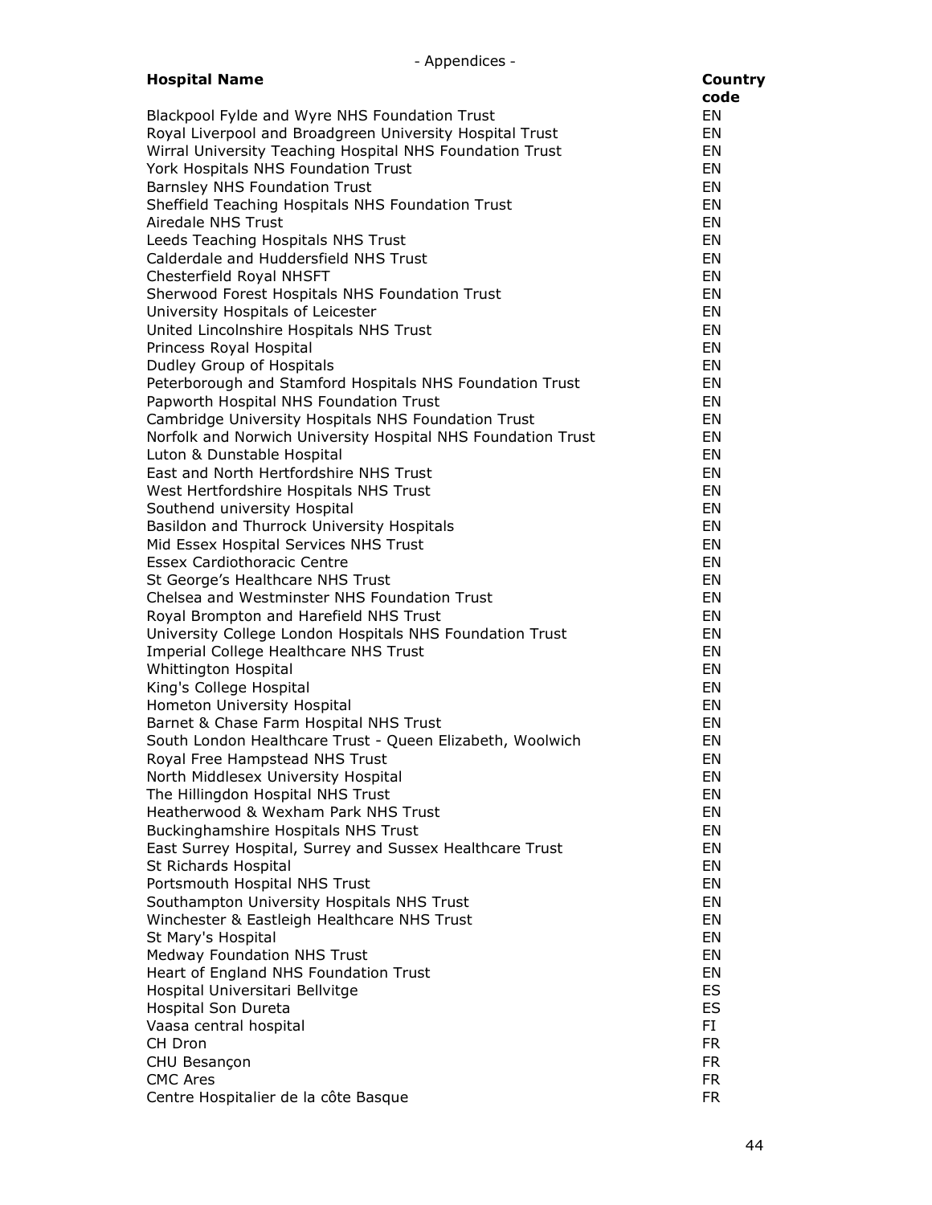- Appendices -

| Hospital Name | Country code |
|---|---|
| Blackpool Fylde and Wyre NHS Foundation Trust | EN |
| Royal Liverpool and Broadgreen University Hospital Trust | EN |
| Wirral University Teaching Hospital NHS Foundation Trust | EN |
| York Hospitals NHS Foundation Trust | EN |
| Barnsley NHS Foundation Trust | EN |
| Sheffield Teaching Hospitals NHS Foundation Trust | EN |
| Airedale NHS Trust | EN |
| Leeds Teaching Hospitals NHS Trust | EN |
| Calderdale and Huddersfield NHS Trust | EN |
| Chesterfield Royal NHSFT | EN |
| Sherwood Forest Hospitals NHS Foundation Trust | EN |
| University Hospitals of Leicester | EN |
| United Lincolnshire Hospitals NHS Trust | EN |
| Princess Royal Hospital | EN |
| Dudley Group of Hospitals | EN |
| Peterborough and Stamford Hospitals NHS Foundation Trust | EN |
| Papworth Hospital NHS Foundation Trust | EN |
| Cambridge University Hospitals NHS Foundation Trust | EN |
| Norfolk and Norwich University Hospital NHS Foundation Trust | EN |
| Luton & Dunstable Hospital | EN |
| East and North Hertfordshire NHS Trust | EN |
| West Hertfordshire Hospitals NHS Trust | EN |
| Southend university Hospital | EN |
| Basildon and Thurrock University Hospitals | EN |
| Mid Essex Hospital Services NHS Trust | EN |
| Essex Cardiothoracic Centre | EN |
| St George's Healthcare NHS Trust | EN |
| Chelsea and Westminster NHS Foundation Trust | EN |
| Royal Brompton and Harefield NHS Trust | EN |
| University College London Hospitals NHS Foundation Trust | EN |
| Imperial College Healthcare NHS Trust | EN |
| Whittington Hospital | EN |
| King's College Hospital | EN |
| Hometon University Hospital | EN |
| Barnet & Chase Farm Hospital NHS Trust | EN |
| South London Healthcare Trust - Queen Elizabeth, Woolwich | EN |
| Royal Free Hampstead NHS Trust | EN |
| North Middlesex University Hospital | EN |
| The Hillingdon Hospital NHS Trust | EN |
| Heatherwood & Wexham Park NHS Trust | EN |
| Buckinghamshire Hospitals NHS Trust | EN |
| East Surrey Hospital, Surrey and Sussex Healthcare Trust | EN |
| St Richards Hospital | EN |
| Portsmouth Hospital NHS Trust | EN |
| Southampton University Hospitals NHS Trust | EN |
| Winchester & Eastleigh Healthcare NHS Trust | EN |
| St Mary's Hospital | EN |
| Medway Foundation NHS Trust | EN |
| Heart of England NHS Foundation Trust | EN |
| Hospital Universitari Bellvitge | ES |
| Hospital Son Dureta | ES |
| Vaasa central hospital | FI |
| CH Dron | FR |
| CHU Besançon | FR |
| CMC Ares | FR |
| Centre Hospitalier de la côte Basque | FR |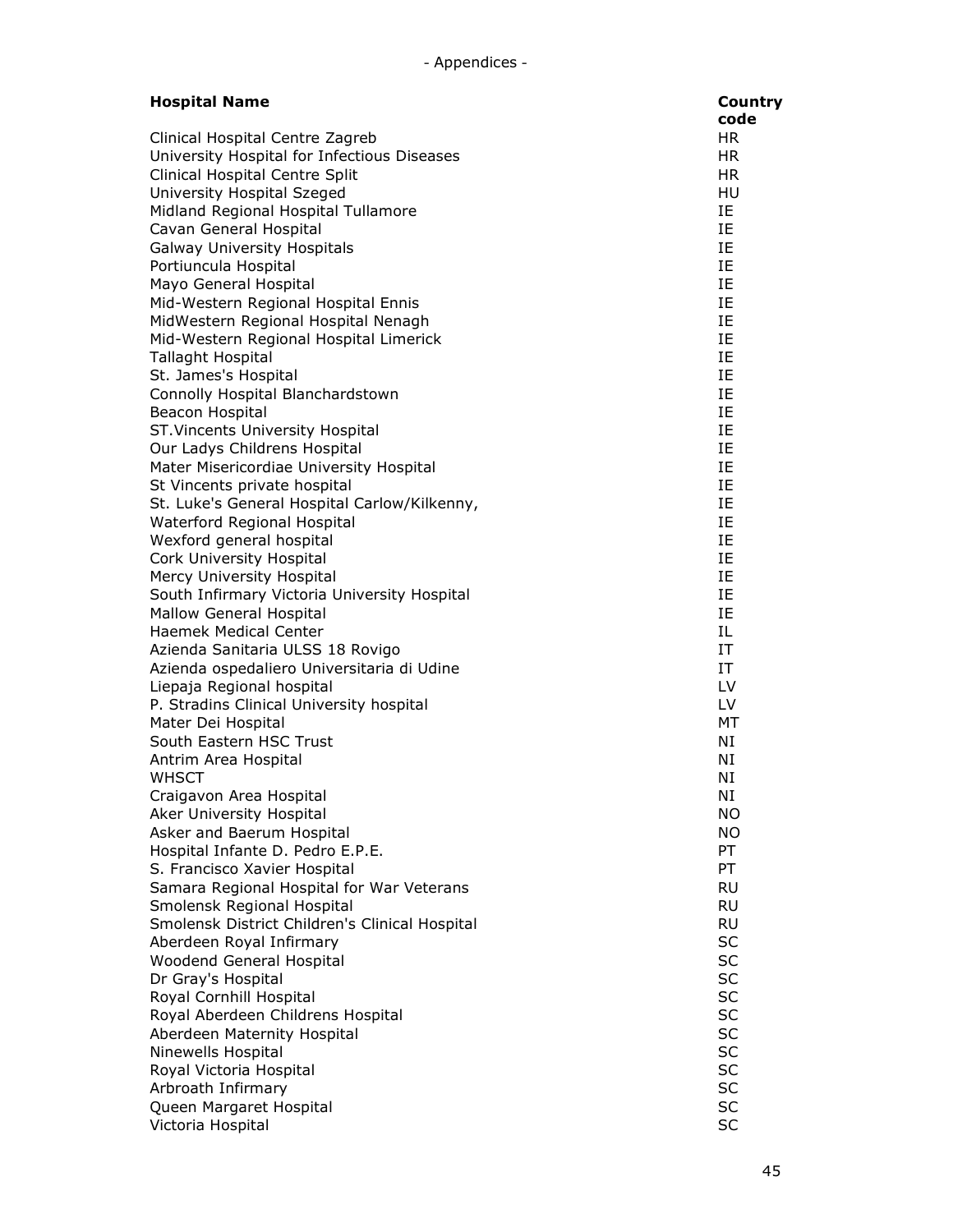| Hospital Name | Country code |
| --- | --- |
| Clinical Hospital Centre Zagreb | HR |
| University Hospital for Infectious Diseases | HR |
| Clinical Hospital Centre Split | HR |
| University Hospital Szeged | HU |
| Midland Regional Hospital Tullamore | IE |
| Cavan General Hospital | IE |
| Galway University Hospitals | IE |
| Portiuncula Hospital | IE |
| Mayo General Hospital | IE |
| Mid-Western Regional Hospital Ennis | IE |
| MidWestern Regional Hospital Nenagh | IE |
| Mid-Western Regional Hospital Limerick | IE |
| Tallaght Hospital | IE |
| St. James's Hospital | IE |
| Connolly Hospital Blanchardstown | IE |
| Beacon Hospital | IE |
| ST.Vincents University Hospital | IE |
| Our Ladys Childrens Hospital | IE |
| Mater Misericordiae University Hospital | IE |
| St Vincents private hospital | IE |
| St. Luke's General Hospital Carlow/Kilkenny, | IE |
| Waterford Regional Hospital | IE |
| Wexford general hospital | IE |
| Cork University Hospital | IE |
| Mercy University Hospital | IE |
| South Infirmary Victoria University Hospital | IE |
| Mallow General Hospital | IE |
| Haemek Medical Center | IL |
| Azienda Sanitaria ULSS 18 Rovigo | IT |
| Azienda ospedaliero Universitaria di Udine | IT |
| Liepaja Regional hospital | LV |
| P. Stradins Clinical University hospital | LV |
| Mater Dei Hospital | MT |
| South Eastern HSC Trust | NI |
| Antrim Area Hospital | NI |
| WHSCT | NI |
| Craigavon Area Hospital | NI |
| Aker University Hospital | NO |
| Asker and Baerum Hospital | NO |
| Hospital Infante D. Pedro E.P.E. | PT |
| S. Francisco Xavier Hospital | PT |
| Samara Regional Hospital for War Veterans | RU |
| Smolensk Regional Hospital | RU |
| Smolensk District Children's Clinical Hospital | RU |
| Aberdeen Royal Infirmary | SC |
| Woodend General Hospital | SC |
| Dr Gray's Hospital | SC |
| Royal Cornhill Hospital | SC |
| Royal Aberdeen Childrens Hospital | SC |
| Aberdeen Maternity Hospital | SC |
| Ninewells Hospital | SC |
| Royal Victoria Hospital | SC |
| Arbroath Infirmary | SC |
| Queen Margaret Hospital | SC |
| Victoria Hospital | SC |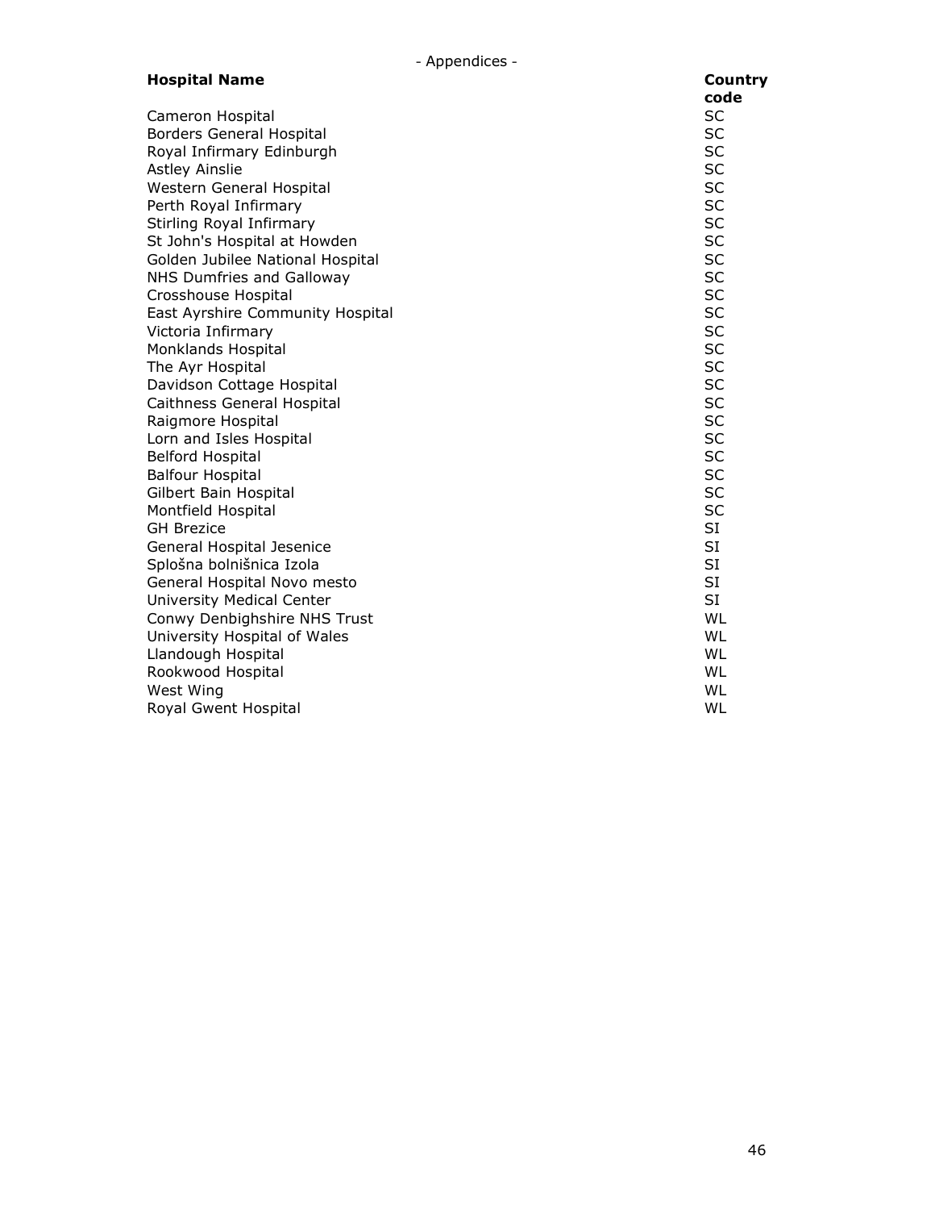| Hospital Name | Country code |
|---|---|
| Cameron Hospital | SC |
| Borders General Hospital | SC |
| Royal Infirmary Edinburgh | SC |
| Astley Ainslie | SC |
| Western General Hospital | SC |
| Perth Royal Infirmary | SC |
| Stirling Royal Infirmary | SC |
| St John's Hospital at Howden | SC |
| Golden Jubilee National Hospital | SC |
| NHS Dumfries and Galloway | SC |
| Crosshouse Hospital | SC |
| East Ayrshire Community Hospital | SC |
| Victoria Infirmary | SC |
| Monklands Hospital | SC |
| The Ayr Hospital | SC |
| Davidson Cottage Hospital | SC |
| Caithness General Hospital | SC |
| Raigmore Hospital | SC |
| Lorn and Isles Hospital | SC |
| Belford Hospital | SC |
| Balfour Hospital | SC |
| Gilbert Bain Hospital | SC |
| Montfield Hospital | SC |
| GH Brezice | SI |
| General Hospital Jesenice | SI |
| Splošna bolnišnica Izola | SI |
| General Hospital Novo mesto | SI |
| University Medical Center | SI |
| Conwy Denbighshire NHS Trust | WL |
| University Hospital of Wales | WL |
| Llandough Hospital | WL |
| Rookwood Hospital | WL |
| West Wing | WL |
| Royal Gwent Hospital | WL |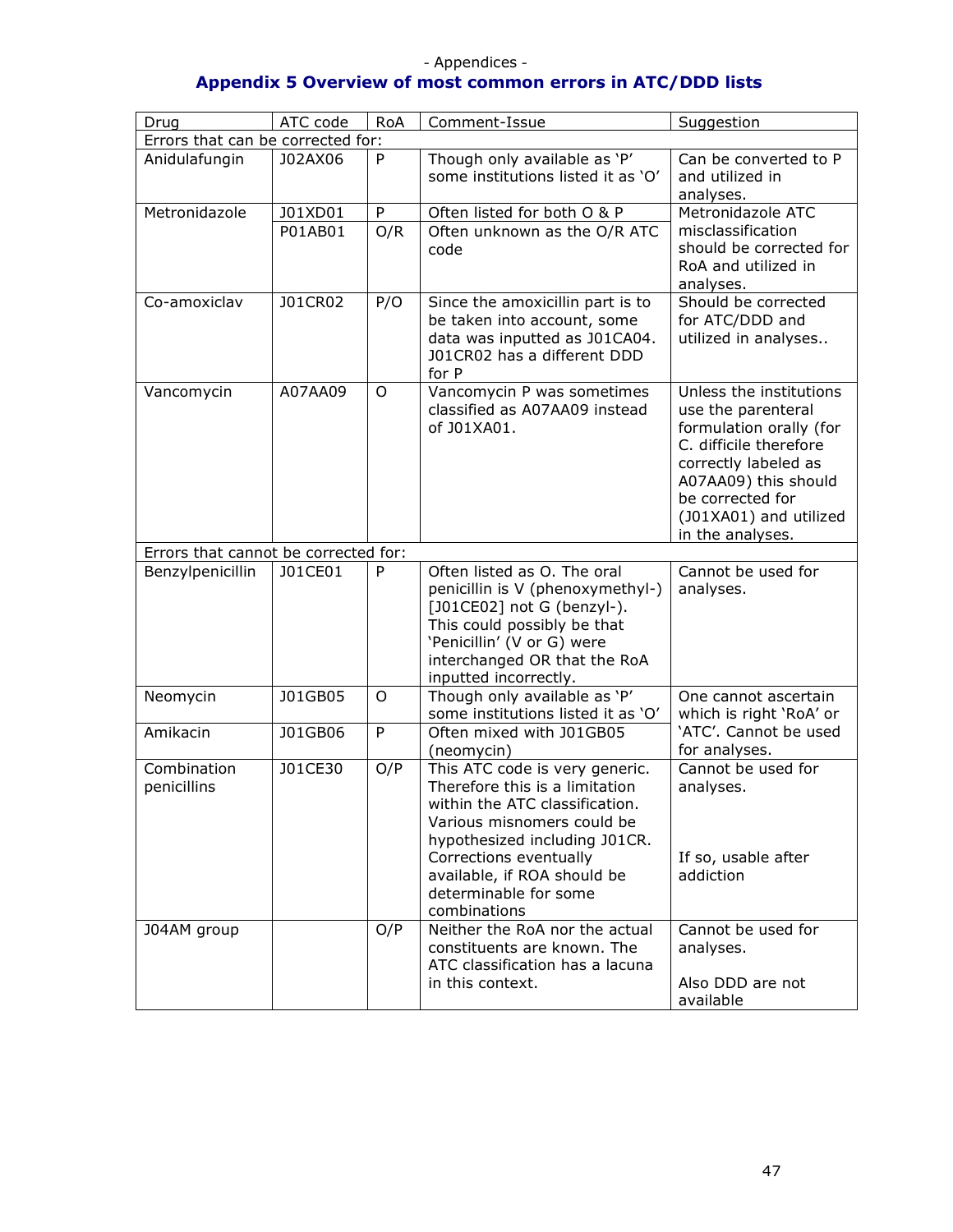## Appendix 5 Overview of most common errors in ATC/DDD lists

| Drug | ATC code | RoA | Comment-Issue | Suggestion |
|---|---|---|---|---|
| Errors that can be corrected for: | | | | |
| Anidulafungin | J02AX06 | P | Though only available as 'P' some institutions listed it as 'O' | Can be converted to P and utilized in analyses. |
| Metronidazole | J01XD01 | P | Often listed for both O & P | Metronidazole ATC misclassification should be corrected for RoA and utilized in analyses. |
| | P01AB01 | O/R | Often unknown as the O/R ATC code | |
| Co-amoxiclav | J01CR02 | P/O | Since the amoxicillin part is to be taken into account, some data was inputted as J01CA04. J01CR02 has a different DDD for P | Should be corrected for ATC/DDD and utilized in analyses.. |
| Vancomycin | A07AA09 | O | Vancomycin P was sometimes classified as A07AA09 instead of J01XA01. | Unless the institutions use the parenteral formulation orally (for C. difficile therefore correctly labeled as A07AA09) this should be corrected for (J01XA01) and utilized in the analyses. |
| Errors that cannot be corrected for: | | | | |
| Benzylpenicillin | J01CE01 | P | Often listed as O. The oral penicillin is V (phenoxymethyl-) [J01CE02] not G (benzyl-). This could possibly be that 'Penicillin' (V or G) were interchanged OR that the RoA inputted incorrectly. | Cannot be used for analyses. |
| Neomycin | J01GB05 | O | Though only available as 'P' some institutions listed it as 'O' | One cannot ascertain which is right 'RoA' or 'ATC'. Cannot be used for analyses. |
| Amikacin | J01GB06 | P | Often mixed with J01GB05 (neomycin) | |
| Combination penicillins | J01CE30 | O/P | This ATC code is very generic. Therefore this is a limitation within the ATC classification. Various misnomers could be hypothesized including J01CR. Corrections eventually available, if ROA should be determinable for some combinations | Cannot be used for analyses.<br><br>If so, usable after addiction |
| J04AM group | | O/P | Neither the RoA nor the actual constituents are known. The ATC classification has a lacuna in this context. | Cannot be used for analyses.<br><br>Also DDD are not available |